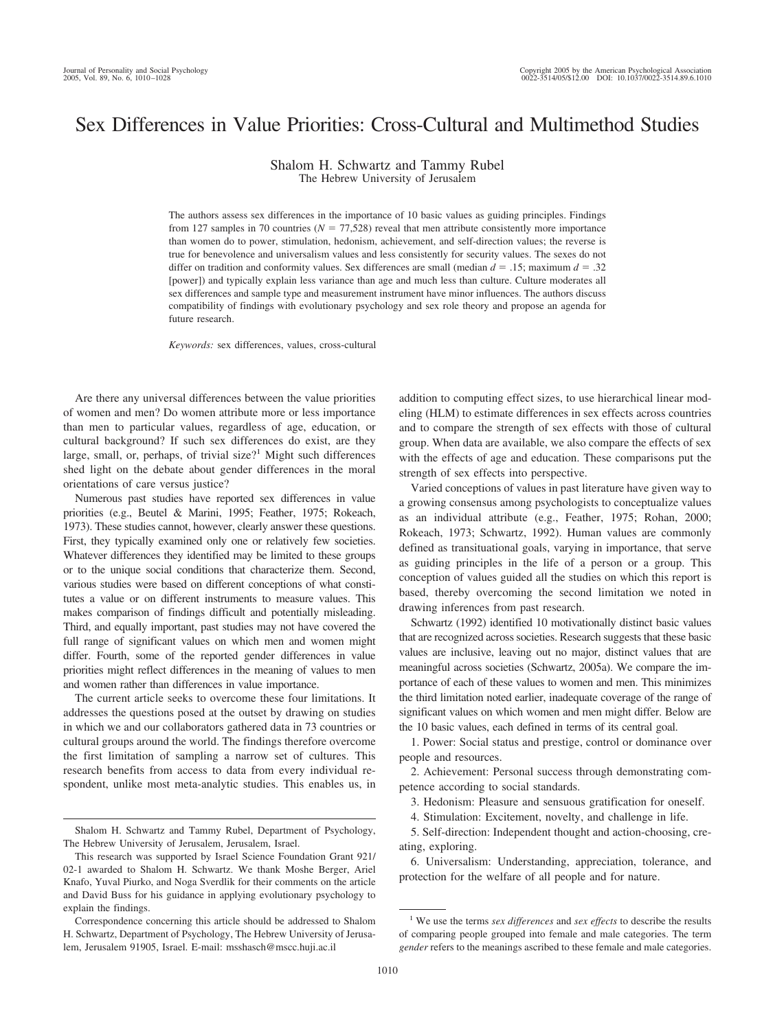# Sex Differences in Value Priorities: Cross-Cultural and Multimethod Studies

Shalom H. Schwartz and Tammy Rubel
The Hebrew University of Jerusalem

The authors assess sex differences in the importance of 10 basic values as guiding principles. Findings from 127 samples in 70 countries ($N = 77{,}528$) reveal that men attribute consistently more importance than women do to power, stimulation, hedonism, achievement, and self-direction values; the reverse is true for benevolence and universalism values and less consistently for security values. The sexes do not differ on tradition and conformity values. Sex differences are small (median $d = .15$; maximum $d = .32$ [power]) and typically explain less variance than age and much less than culture. Culture moderates all sex differences and sample type and measurement instrument have minor influences. The authors discuss compatibility of findings with evolutionary psychology and sex role theory and propose an agenda for future research.

*Keywords:* sex differences, values, cross-cultural

Are there any universal differences between the value priorities of women and men? Do women attribute more or less importance than men to particular values, regardless of age, education, or cultural background? If such sex differences do exist, are they large, small, or, perhaps, of trivial size?[1] Might such differences shed light on the debate about gender differences in the moral orientations of care versus justice?

Numerous past studies have reported sex differences in value priorities (e.g., Beutel & Marini, 1995; Feather, 1975; Rokeach, 1973). These studies cannot, however, clearly answer these questions. First, they typically examined only one or relatively few societies. Whatever differences they identified may be limited to these groups or to the unique social conditions that characterize them. Second, various studies were based on different conceptions of what constitutes a value or on different instruments to measure values. This makes comparison of findings difficult and potentially misleading. Third, and equally important, past studies may not have covered the full range of significant values on which men and women might differ. Fourth, some of the reported gender differences in value priorities might reflect differences in the meaning of values to men and women rather than differences in value importance.

The current article seeks to overcome these four limitations. It addresses the questions posed at the outset by drawing on studies in which we and our collaborators gathered data in 73 countries or cultural groups around the world. The findings therefore overcome the first limitation of sampling a narrow set of cultures. This research benefits from access to data from every individual respondent, unlike most meta-analytic studies. This enables us, in addition to computing effect sizes, to use hierarchical linear modeling (HLM) to estimate differences in sex effects across countries and to compare the strength of sex effects with those of cultural group. When data are available, we also compare the effects of sex with the effects of age and education. These comparisons put the strength of sex effects into perspective.

Varied conceptions of values in past literature have given way to a growing consensus among psychologists to conceptualize values as an individual attribute (e.g., Feather, 1975; Rohan, 2000; Rokeach, 1973; Schwartz, 1992). Human values are commonly defined as transituational goals, varying in importance, that serve as guiding principles in the life of a person or a group. This conception of values guided all the studies on which this report is based, thereby overcoming the second limitation we noted in drawing inferences from past research.

Schwartz (1992) identified 10 motivationally distinct basic values that are recognized across societies. Research suggests that these basic values are inclusive, leaving out no major, distinct values that are meaningful across societies (Schwartz, 2005a). We compare the importance of each of these values to women and men. This minimizes the third limitation noted earlier, inadequate coverage of the range of significant values on which women and men might differ. Below are the 10 basic values, each defined in terms of its central goal.

1. Power: Social status and prestige, control or dominance over people and resources.
2. Achievement: Personal success through demonstrating competence according to social standards.
3. Hedonism: Pleasure and sensuous gratification for oneself.
4. Stimulation: Excitement, novelty, and challenge in life.
5. Self-direction: Independent thought and action-choosing, creating, exploring.
6. Universalism: Understanding, appreciation, tolerance, and protection for the welfare of all people and for nature.

Shalom H. Schwartz and Tammy Rubel, Department of Psychology, The Hebrew University of Jerusalem, Jerusalem, Israel.

This research was supported by Israel Science Foundation Grant 921/02-1 awarded to Shalom H. Schwartz. We thank Moshe Berger, Ariel Knafo, Yuval Piurko, and Noga Sverdlik for their comments on the article and David Buss for his guidance in applying evolutionary psychology to explain the findings.

Correspondence concerning this article should be addressed to Shalom H. Schwartz, Department of Psychology, The Hebrew University of Jerusalem, Jerusalem 91905, Israel. E-mail: msshasch@mscc.huji.ac.il

[1] We use the terms *sex differences* and *sex effects* to describe the results of comparing people grouped into female and male categories. The term *gender* refers to the meanings ascribed to these female and male categories.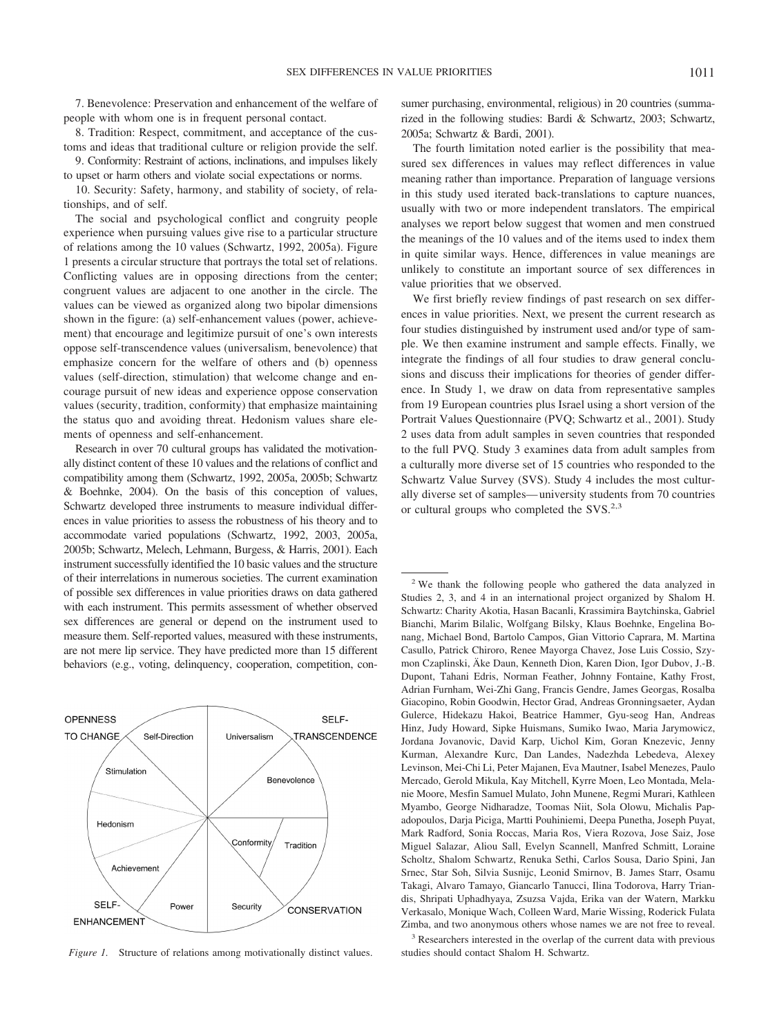7. Benevolence: Preservation and enhancement of the welfare of people with whom one is in frequent personal contact.

8. Tradition: Respect, commitment, and acceptance of the customs and ideas that traditional culture or religion provide the self.

9. Conformity: Restraint of actions, inclinations, and impulses likely to upset or harm others and violate social expectations or norms.

10. Security: Safety, harmony, and stability of society, of relationships, and of self.

The social and psychological conflict and congruity people experience when pursuing values give rise to a particular structure of relations among the 10 values (Schwartz, 1992, 2005a). Figure 1 presents a circular structure that portrays the total set of relations. Conflicting values are in opposing directions from the center; congruent values are adjacent to one another in the circle. The values can be viewed as organized along two bipolar dimensions shown in the figure: (a) self-enhancement values (power, achievement) that encourage and legitimize pursuit of one's own interests oppose self-transcendence values (universalism, benevolence) that emphasize concern for the welfare of others and (b) openness values (self-direction, stimulation) that welcome change and encourage pursuit of new ideas and experience oppose conservation values (security, tradition, conformity) that emphasize maintaining the status quo and avoiding threat. Hedonism values share elements of openness and self-enhancement.

Research in over 70 cultural groups has validated the motivationally distinct content of these 10 values and the relations of conflict and compatibility among them (Schwartz, 1992, 2005a, 2005b; Schwartz & Boehnke, 2004). On the basis of this conception of values, Schwartz developed three instruments to measure individual differences in value priorities to assess the robustness of his theory and to accommodate varied populations (Schwartz, 1992, 2003, 2005a, 2005b; Schwartz, Melech, Lehmann, Burgess, & Harris, 2001). Each instrument successfully identified the 10 basic values and the structure of their interrelations in numerous societies. The current examination of possible sex differences in value priorities draws on data gathered with each instrument. This permits assessment of whether observed sex differences are general or depend on the instrument used to measure them. Self-reported values, measured with these instruments, are not mere lip service. They have predicted more than 15 different behaviors (e.g., voting, delinquency, cooperation, competition, consumer purchasing, environmental, religious) in 20 countries (summarized in the following studies: Bardi & Schwartz, 2003; Schwartz, 2005a; Schwartz & Bardi, 2001).

*Figure 1.* Structure of relations among motivationally distinct values.

The fourth limitation noted earlier is the possibility that measured sex differences in values may reflect differences in value meaning rather than importance. Preparation of language versions in this study used iterated back-translations to capture nuances, usually with two or more independent translators. The empirical analyses we report below suggest that women and men construed the meanings of the 10 values and of the items used to index them in quite similar ways. Hence, differences in value meanings are unlikely to constitute an important source of sex differences in value priorities that we observed.

We first briefly review findings of past research on sex differences in value priorities. Next, we present the current research as four studies distinguished by instrument used and/or type of sample. We then examine instrument and sample effects. Finally, we integrate the findings of all four studies to draw general conclusions and discuss their implications for theories of gender difference. In Study 1, we draw on data from representative samples from 19 European countries plus Israel using a short version of the Portrait Values Questionnaire (PVQ; Schwartz et al., 2001). Study 2 uses data from adult samples in seven countries that responded to the full PVQ. Study 3 examines data from adult samples from a culturally more diverse set of 15 countries who responded to the Schwartz Value Survey (SVS). Study 4 includes the most culturally diverse set of samples—university students from 70 countries or cultural groups who completed the SVS.[2,3]

---

[2] We thank the following people who gathered the data analyzed in Studies 2, 3, and 4 in an international project organized by Shalom H. Schwartz: Charity Akotia, Hasan Bacanli, Krassimira Baytchinska, Gabriel Bianchi, Marim Bilalic, Wolfgang Bilsky, Klaus Boehnke, Engelina Bonang, Michael Bond, Bartolo Campos, Gian Vittorio Caprara, M. Martina Casullo, Patrick Chiroro, Renee Mayorga Chavez, Jose Luis Cossio, Szymon Czaplinski, Äke Daun, Kenneth Dion, Karen Dion, Igor Dubov, J.-B. Dupont, Tahani Edris, Norman Feather, Johnny Fontaine, Kathy Frost, Adrian Furnham, Wei-Zhi Gang, Francis Gendre, James Georgas, Rosalba Giacopino, Robin Goodwin, Hector Grad, Andreas Gronningsaeter, Aydan Gulerce, Hidekazu Hakoi, Beatrice Hammer, Gyu-seog Han, Andreas Hinz, Judy Howard, Sipke Huismans, Sumiko Iwao, Maria Jarymowicz, Jordana Jovanovic, David Karp, Uichol Kim, Goran Knezevic, Jenny Kurman, Alexandre Kurc, Dan Landes, Nadezhda Lebedeva, Alexey Levinson, Mei-Chi Li, Peter Majanen, Eva Mautner, Isabel Menezes, Paulo Mercado, Gerold Mikula, Kay Mitchell, Kyrre Moen, Leo Montada, Melanie Moore, Mesfin Samuel Mulato, John Munene, Regmi Murari, Kathleen Myambo, George Nidharadze, Toomas Niit, Sola Olowu, Michalis Papadopoulos, Darja Piciga, Martti Pouhiniemi, Deepa Punetha, Joseph Puyat, Mark Radford, Sonia Roccas, Maria Ros, Viera Rozova, Jose Saiz, Jose Miguel Salazar, Aliou Sall, Evelyn Scannell, Manfred Schmitt, Loraine Scholtz, Shalom Schwartz, Renuka Sethi, Carlos Sousa, Dario Spini, Jan Srnec, Star Soh, Silvia Susnijc, Leonid Smirnov, B. James Starr, Osamu Takagi, Alvaro Tamayo, Giancarlo Tanucci, Ilina Todorova, Harry Triandis, Shripati Uphadhyaya, Zsuzsa Vajda, Erika van der Watern, Markku Verkasalo, Monique Wach, Colleen Ward, Marie Wissing, Roderick Fulata Zimba, and two anonymous others whose names we are not free to reveal.

[3] Researchers interested in the overlap of the current data with previous studies should contact Shalom H. Schwartz.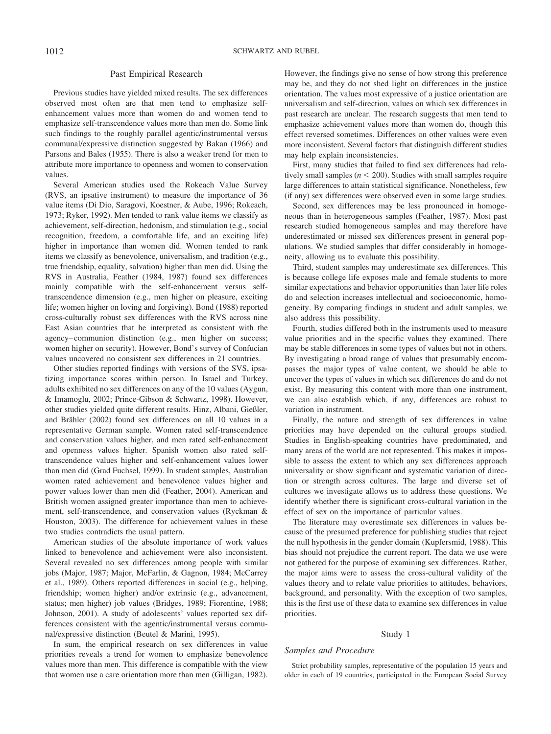## Past Empirical Research

Previous studies have yielded mixed results. The sex differences observed most often are that men tend to emphasize self-enhancement values more than women do and women tend to emphasize self-transcendence values more than men do. Some link such findings to the roughly parallel agentic/instrumental versus communal/expressive distinction suggested by Bakan (1966) and Parsons and Bales (1955). There is also a weaker trend for men to attribute more importance to openness and women to conservation values.

Several American studies used the Rokeach Value Survey (RVS, an ipsative instrument) to measure the importance of 36 value items (Di Dio, Saragovi, Koestner, & Aube, 1996; Rokeach, 1973; Ryker, 1992). Men tended to rank value items we classify as achievement, self-direction, hedonism, and stimulation (e.g., social recognition, freedom, a comfortable life, and an exciting life) higher in importance than women did. Women tended to rank items we classify as benevolence, universalism, and tradition (e.g., true friendship, equality, salvation) higher than men did. Using the RVS in Australia, Feather (1984, 1987) found sex differences mainly compatible with the self-enhancement versus self-transcendence dimension (e.g., men higher on pleasure, exciting life; women higher on loving and forgiving). Bond (1988) reported cross-culturally robust sex differences with the RVS across nine East Asian countries that he interpreted as consistent with the agency–communion distinction (e.g., men higher on success; women higher on security). However, Bond's survey of Confucian values uncovered no consistent sex differences in 21 countries.

Other studies reported findings with versions of the SVS, ipsatizing importance scores within person. In Israel and Turkey, adults exhibited no sex differences on any of the 10 values (Aygun, & Imamoglu, 2002; Prince-Gibson & Schwartz, 1998). However, other studies yielded quite different results. Hinz, Albani, Gießler, and Brähler (2002) found sex differences on all 10 values in a representative German sample. Women rated self-transcendence and conservation values higher, and men rated self-enhancement and openness values higher. Spanish women also rated self-transcendence values higher and self-enhancement values lower than men did (Grad Fuchsel, 1999). In student samples, Australian women rated achievement and benevolence values higher and power values lower than men did (Feather, 2004). American and British women assigned greater importance than men to achievement, self-transcendence, and conservation values (Ryckman & Houston, 2003). The difference for achievement values in these two studies contradicts the usual pattern.

American studies of the absolute importance of work values linked to benevolence and achievement were also inconsistent. Several revealed no sex differences among people with similar jobs (Major, 1987; Major, McFarlin, & Gagnon, 1984; McCarrey et al., 1989). Others reported differences in social (e.g., helping, friendship; women higher) and/or extrinsic (e.g., advancement, status; men higher) job values (Bridges, 1989; Fiorentine, 1988; Johnson, 2001). A study of adolescents' values reported sex differences consistent with the agentic/instrumental versus communal/expressive distinction (Beutel & Marini, 1995).

In sum, the empirical research on sex differences in value priorities reveals a trend for women to emphasize benevolence values more than men. This difference is compatible with the view that women use a care orientation more than men (Gilligan, 1982). However, the findings give no sense of how strong this preference may be, and they do not shed light on differences in the justice orientation. The values most expressive of a justice orientation are universalism and self-direction, values on which sex differences in past research are unclear. The research suggests that men tend to emphasize achievement values more than women do, though this effect reversed sometimes. Differences on other values were even more inconsistent. Several factors that distinguish different studies may help explain inconsistencies.

First, many studies that failed to find sex differences had relatively small samples ($n < 200$). Studies with small samples require large differences to attain statistical significance. Nonetheless, few (if any) sex differences were observed even in some large studies.

Second, sex differences may be less pronounced in homogeneous than in heterogeneous samples (Feather, 1987). Most past research studied homogeneous samples and may therefore have underestimated or missed sex differences present in general populations. We studied samples that differ considerably in homogeneity, allowing us to evaluate this possibility.

Third, student samples may underestimate sex differences. This is because college life exposes male and female students to more similar expectations and behavior opportunities than later life roles do and selection increases intellectual and socioeconomic, homogeneity. By comparing findings in student and adult samples, we also address this possibility.

Fourth, studies differed both in the instruments used to measure value priorities and in the specific values they examined. There may be stable differences in some types of values but not in others. By investigating a broad range of values that presumably encompasses the major types of value content, we should be able to uncover the types of values in which sex differences do and do not exist. By measuring this content with more than one instrument, we can also establish which, if any, differences are robust to variation in instrument.

Finally, the nature and strength of sex differences in value priorities may have depended on the cultural groups studied. Studies in English-speaking countries have predominated, and many areas of the world are not represented. This makes it impossible to assess the extent to which any sex differences approach universality or show significant and systematic variation of direction or strength across cultures. The large and diverse set of cultures we investigate allows us to address these questions. We identify whether there is significant cross-cultural variation in the effect of sex on the importance of particular values.

The literature may overestimate sex differences in values because of the presumed preference for publishing studies that reject the null hypothesis in the gender domain (Kupfersmid, 1988). This bias should not prejudice the current report. The data we use were not gathered for the purpose of examining sex differences. Rather, the major aims were to assess the cross-cultural validity of the values theory and to relate value priorities to attitudes, behaviors, background, and personality. With the exception of two samples, this is the first use of these data to examine sex differences in value priorities.

## Study 1

### *Samples and Procedure*

Strict probability samples, representative of the population 15 years and older in each of 19 countries, participated in the European Social Survey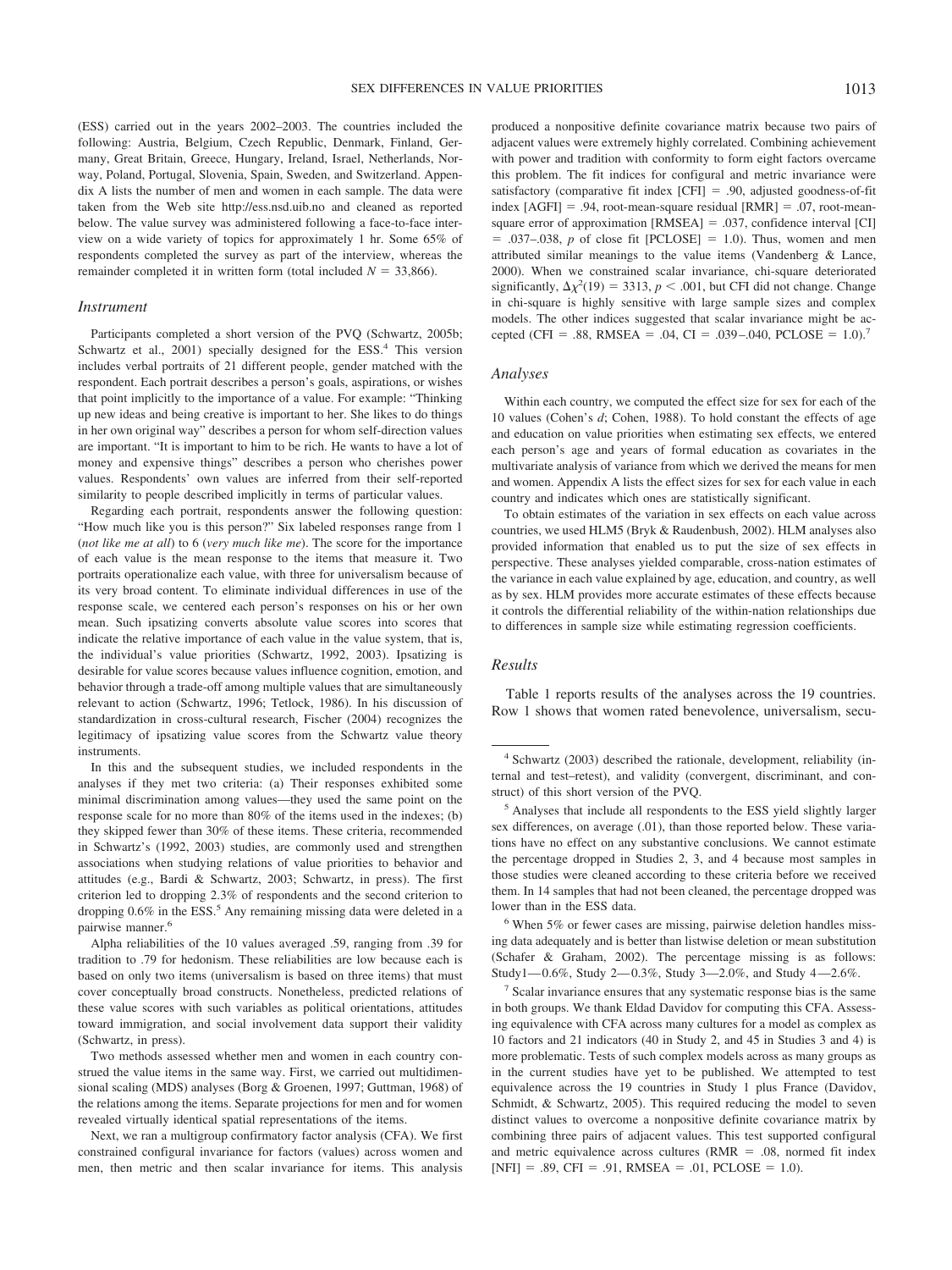(ESS) carried out in the years 2002–2003. The countries included the following: Austria, Belgium, Czech Republic, Denmark, Finland, Germany, Great Britain, Greece, Hungary, Ireland, Israel, Netherlands, Norway, Poland, Portugal, Slovenia, Spain, Sweden, and Switzerland. Appendix A lists the number of men and women in each sample. The data were taken from the Web site http://ess.nsd.uib.no and cleaned as reported below. The value survey was administered following a face-to-face interview on a wide variety of topics for approximately 1 hr. Some 65% of respondents completed the survey as part of the interview, whereas the remainder completed it in written form (total included $N = 33{,}866$).

### *Instrument*

Participants completed a short version of the PVQ (Schwartz, 2005b; Schwartz et al., 2001) specially designed for the ESS.[4] This version includes verbal portraits of 21 different people, gender matched with the respondent. Each portrait describes a person's goals, aspirations, or wishes that point implicitly to the importance of a value. For example: "Thinking up new ideas and being creative is important to her. She likes to do things in her own original way" describes a person for whom self-direction values are important. "It is important to him to be rich. He wants to have a lot of money and expensive things" describes a person who cherishes power values. Respondents' own values are inferred from their self-reported similarity to people described implicitly in terms of particular values.

Regarding each portrait, respondents answer the following question: "How much like you is this person?" Six labeled responses range from 1 (*not like me at all*) to 6 (*very much like me*). The score for the importance of each value is the mean response to the items that measure it. Two portraits operationalize each value, with three for universalism because of its very broad content. To eliminate individual differences in use of the response scale, we centered each person's responses on his or her own mean. Such ipsatizing converts absolute value scores into scores that indicate the relative importance of each value in the value system, that is, the individual's value priorities (Schwartz, 1992, 2003). Ipsatizing is desirable for value scores because values influence cognition, emotion, and behavior through a trade-off among multiple values that are simultaneously relevant to action (Schwartz, 1996; Tetlock, 1986). In his discussion of standardization in cross-cultural research, Fischer (2004) recognizes the legitimacy of ipsatizing value scores from the Schwartz value theory instruments.

In this and the subsequent studies, we included respondents in the analyses if they met two criteria: (a) Their responses exhibited some minimal discrimination among values—they used the same point on the response scale for no more than 80% of the items used in the indexes; (b) they skipped fewer than 30% of these items. These criteria, recommended in Schwartz's (1992, 2003) studies, are commonly used and strengthen associations when studying relations of value priorities to behavior and attitudes (e.g., Bardi & Schwartz, 2003; Schwartz, in press). The first criterion led to dropping 2.3% of respondents and the second criterion to dropping 0.6% in the ESS.[5] Any remaining missing data were deleted in a pairwise manner.[6]

Alpha reliabilities of the 10 values averaged .59, ranging from .39 for tradition to .79 for hedonism. These reliabilities are low because each is based on only two items (universalism is based on three items) that must cover conceptually broad constructs. Nonetheless, predicted relations of these value scores with such variables as political orientations, attitudes toward immigration, and social involvement data support their validity (Schwartz, in press).

Two methods assessed whether men and women in each country construed the value items in the same way. First, we carried out multidimensional scaling (MDS) analyses (Borg & Groenen, 1997; Guttman, 1968) of the relations among the items. Separate projections for men and for women revealed virtually identical spatial representations of the items.

Next, we ran a multigroup confirmatory factor analysis (CFA). We first constrained configural invariance for factors (values) across women and men, then metric and then scalar invariance for items. This analysis produced a nonpositive definite covariance matrix because two pairs of adjacent values were extremely highly correlated. Combining achievement with power and tradition with conformity to form eight factors overcame this problem. The fit indices for configural and metric invariance were satisfactory (comparative fit index [CFI] = .90, adjusted goodness-of-fit index [AGFI] = .94, root-mean-square residual [RMR] = .07, root-mean-square error of approximation [RMSEA] = .037, confidence interval [CI] = .037–.038, *p* of close fit [PCLOSE] = 1.0). Thus, women and men attributed similar meanings to the value items (Vandenberg & Lance, 2000). When we constrained scalar invariance, chi-square deteriorated significantly, $\Delta\chi^2(19) = 3313$, $p < .001$, but CFI did not change. Change in chi-square is highly sensitive with large sample sizes and complex models. The other indices suggested that scalar invariance might be accepted (CFI = .88, RMSEA = .04, CI = .039–.040, PCLOSE = 1.0).[7]

### *Analyses*

Within each country, we computed the effect size for sex for each of the 10 values (Cohen's *d*; Cohen, 1988). To hold constant the effects of age and education on value priorities when estimating sex effects, we entered each person's age and years of formal education as covariates in the multivariate analysis of variance from which we derived the means for men and women. Appendix A lists the effect sizes for sex for each value in each country and indicates which ones are statistically significant.

To obtain estimates of the variation in sex effects on each value across countries, we used HLM5 (Bryk & Raudenbush, 2002). HLM analyses also provided information that enabled us to put the size of sex effects in perspective. These analyses yielded comparable, cross-nation estimates of the variance in each value explained by age, education, and country, as well as by sex. HLM provides more accurate estimates of these effects because it controls the differential reliability of the within-nation relationships due to differences in sample size while estimating regression coefficients.

### *Results*

Table 1 reports results of the analyses across the 19 countries. Row 1 shows that women rated benevolence, universalism, secu-

---

[4] Schwartz (2003) described the rationale, development, reliability (internal and test–retest), and validity (convergent, discriminant, and construct) of this short version of the PVQ.

[5] Analyses that include all respondents to the ESS yield slightly larger sex differences, on average (.01), than those reported below. These variations have no effect on any substantive conclusions. We cannot estimate the percentage dropped in Studies 2, 3, and 4 because most samples in those studies were cleaned according to these criteria before we received them. In 14 samples that had not been cleaned, the percentage dropped was lower than in the ESS data.

[6] When 5% or fewer cases are missing, pairwise deletion handles missing data adequately and is better than listwise deletion or mean substitution (Schafer & Graham, 2002). The percentage missing is as follows: Study1—0.6%, Study 2—0.3%, Study 3—2.0%, and Study 4—2.6%.

[7] Scalar invariance ensures that any systematic response bias is the same in both groups. We thank Eldad Davidov for computing this CFA. Assessing equivalence with CFA across many cultures for a model as complex as 10 factors and 21 indicators (40 in Study 2, and 45 in Studies 3 and 4) is more problematic. Tests of such complex models across as many groups as in the current studies have yet to be published. We attempted to test equivalence across the 19 countries in Study 1 plus France (Davidov, Schmidt, & Schwartz, 2005). This required reducing the model to seven distinct values to overcome a nonpositive definite covariance matrix by combining three pairs of adjacent values. This test supported configural and metric equivalence across cultures (RMR = .08, normed fit index [NFI] = .89, CFI = .91, RMSEA = .01, PCLOSE = 1.0).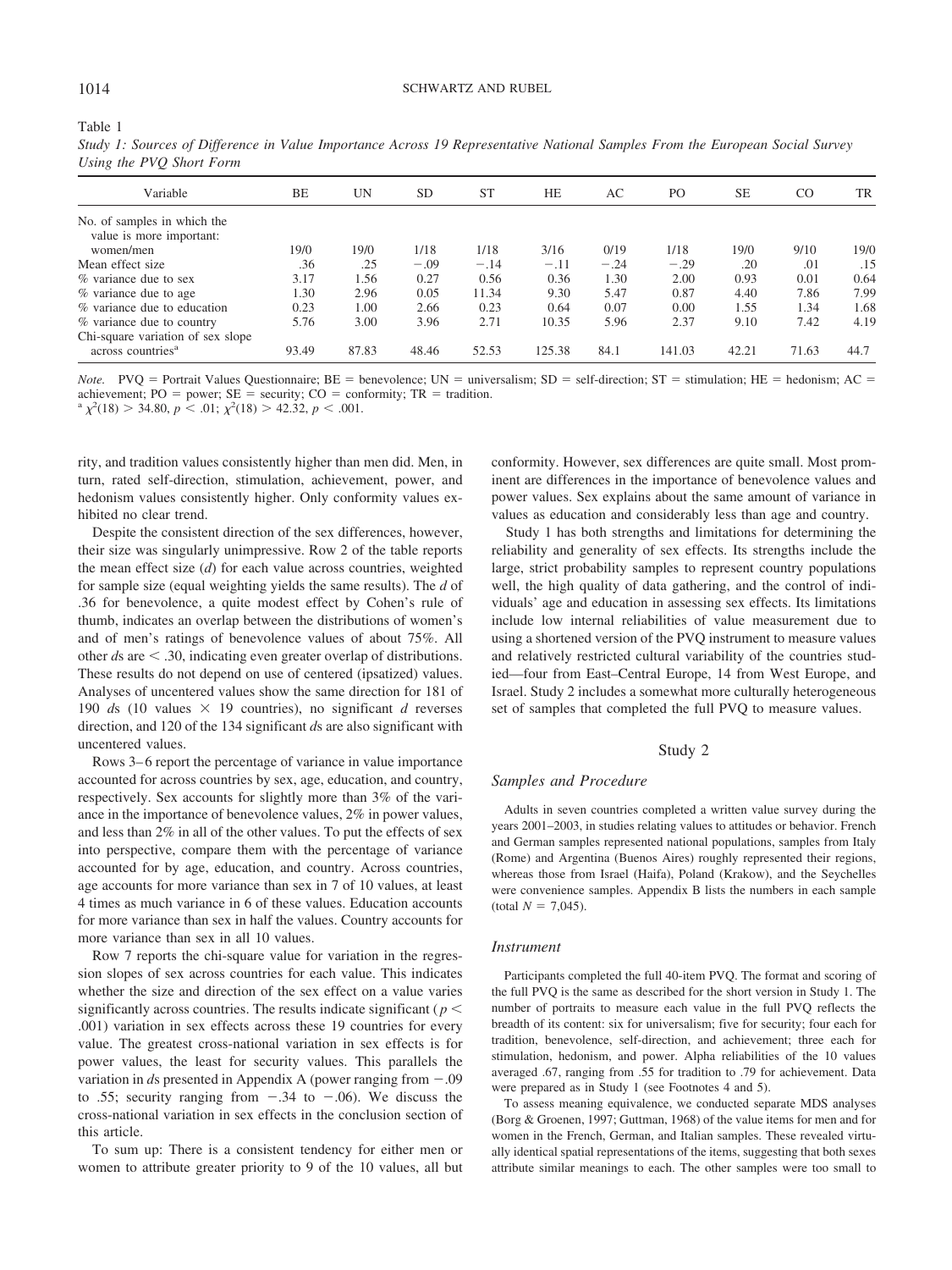Table 1

*Study 1: Sources of Difference in Value Importance Across 19 Representative National Samples From the European Social Survey Using the PVQ Short Form*

| Variable | BE | UN | SD | ST | HE | AC | PO | SE | CO | TR |
|---|---|---|---|---|---|---|---|---|---|---|
| No. of samples in which the value is more important: women/men | 19/0 | 19/0 | 1/18 | 1/18 | 3/16 | 0/19 | 1/18 | 19/0 | 9/10 | 19/0 |
| Mean effect size | .36 | .25 | −.09 | −.14 | −.11 | −.24 | −.29 | .20 | .01 | .15 |
| % variance due to sex | 3.17 | 1.56 | 0.27 | 0.56 | 0.36 | 1.30 | 2.00 | 0.93 | 0.01 | 0.64 |
| % variance due to age | 1.30 | 2.96 | 0.05 | 11.34 | 9.30 | 5.47 | 0.87 | 4.40 | 7.86 | 7.99 |
| % variance due to education | 0.23 | 1.00 | 2.66 | 0.23 | 0.64 | 0.07 | 0.00 | 1.55 | 1.34 | 1.68 |
| % variance due to country | 5.76 | 3.00 | 3.96 | 2.71 | 10.35 | 5.96 | 2.37 | 9.10 | 7.42 | 4.19 |
| Chi-square variation of sex slope across countries[a] | 93.49 | 87.83 | 48.46 | 52.53 | 125.38 | 84.1 | 141.03 | 42.21 | 71.63 | 44.7 |

*Note.* PVQ = Portrait Values Questionnaire; BE = benevolence; UN = universalism; SD = self-direction; ST = stimulation; HE = hedonism; AC = achievement; PO = power; SE = security; CO = conformity; TR = tradition.
[a] $\chi^2(18) > 34.80$, $p < .01$; $\chi^2(18) > 42.32$, $p < .001$.

rity, and tradition values consistently higher than men did. Men, in turn, rated self-direction, stimulation, achievement, power, and hedonism values consistently higher. Only conformity values exhibited no clear trend.

Despite the consistent direction of the sex differences, however, their size was singularly unimpressive. Row 2 of the table reports the mean effect size (*d*) for each value across countries, weighted for sample size (equal weighting yields the same results). The *d* of .36 for benevolence, a quite modest effect by Cohen's rule of thumb, indicates an overlap between the distributions of women's and of men's ratings of benevolence values of about 75%. All other *d*s are < .30, indicating even greater overlap of distributions. These results do not depend on use of centered (ipsatized) values. Analyses of uncentered values show the same direction for 181 of 190 *d*s (10 values × 19 countries), no significant *d* reverses direction, and 120 of the 134 significant *d*s are also significant with uncentered values.

Rows 3–6 report the percentage of variance in value importance accounted for across countries by sex, age, education, and country, respectively. Sex accounts for slightly more than 3% of the variance in the importance of benevolence values, 2% in power values, and less than 2% in all of the other values. To put the effects of sex into perspective, compare them with the percentage of variance accounted for by age, education, and country. Across countries, age accounts for more variance than sex in 7 of 10 values, at least 4 times as much variance in 6 of these values. Education accounts for more variance than sex in half the values. Country accounts for more variance than sex in all 10 values.

Row 7 reports the chi-square value for variation in the regression slopes of sex across countries for each value. This indicates whether the size and direction of the sex effect on a value varies significantly across countries. The results indicate significant ($p <$ .001) variation in sex effects across these 19 countries for every value. The greatest cross-national variation in sex effects is for power values, the least for security values. This parallels the variation in *d*s presented in Appendix A (power ranging from −.09 to .55; security ranging from −.34 to −.06). We discuss the cross-national variation in sex effects in the conclusion section of this article.

To sum up: There is a consistent tendency for either men or women to attribute greater priority to 9 of the 10 values, all but conformity. However, sex differences are quite small. Most prominent are differences in the importance of benevolence values and power values. Sex explains about the same amount of variance in values as education and considerably less than age and country.

Study 1 has both strengths and limitations for determining the reliability and generality of sex effects. Its strengths include the large, strict probability samples to represent country populations well, the high quality of data gathering, and the control of individuals' age and education in assessing sex effects. Its limitations include low internal reliabilities of value measurement due to using a shortened version of the PVQ instrument to measure values and relatively restricted cultural variability of the countries studied—four from East–Central Europe, 14 from West Europe, and Israel. Study 2 includes a somewhat more culturally heterogeneous set of samples that completed the full PVQ to measure values.

## Study 2

### Samples and Procedure

Adults in seven countries completed a written value survey during the years 2001–2003, in studies relating values to attitudes or behavior. French and German samples represented national populations, samples from Italy (Rome) and Argentina (Buenos Aires) roughly represented their regions, whereas those from Israel (Haifa), Poland (Krakow), and the Seychelles were convenience samples. Appendix B lists the numbers in each sample (total $N$ = 7,045).

### Instrument

Participants completed the full 40-item PVQ. The format and scoring of the full PVQ is the same as described for the short version in Study 1. The number of portraits to measure each value in the full PVQ reflects the breadth of its content: six for universalism; five for security; four each for tradition, benevolence, self-direction, and achievement; three each for stimulation, hedonism, and power. Alpha reliabilities of the 10 values averaged .67, ranging from .55 for tradition to .79 for achievement. Data were prepared as in Study 1 (see Footnotes 4 and 5).

To assess meaning equivalence, we conducted separate MDS analyses (Borg & Groenen, 1997; Guttman, 1968) of the value items for men and for women in the French, German, and Italian samples. These revealed virtually identical spatial representations of the items, suggesting that both sexes attribute similar meanings to each. The other samples were too small to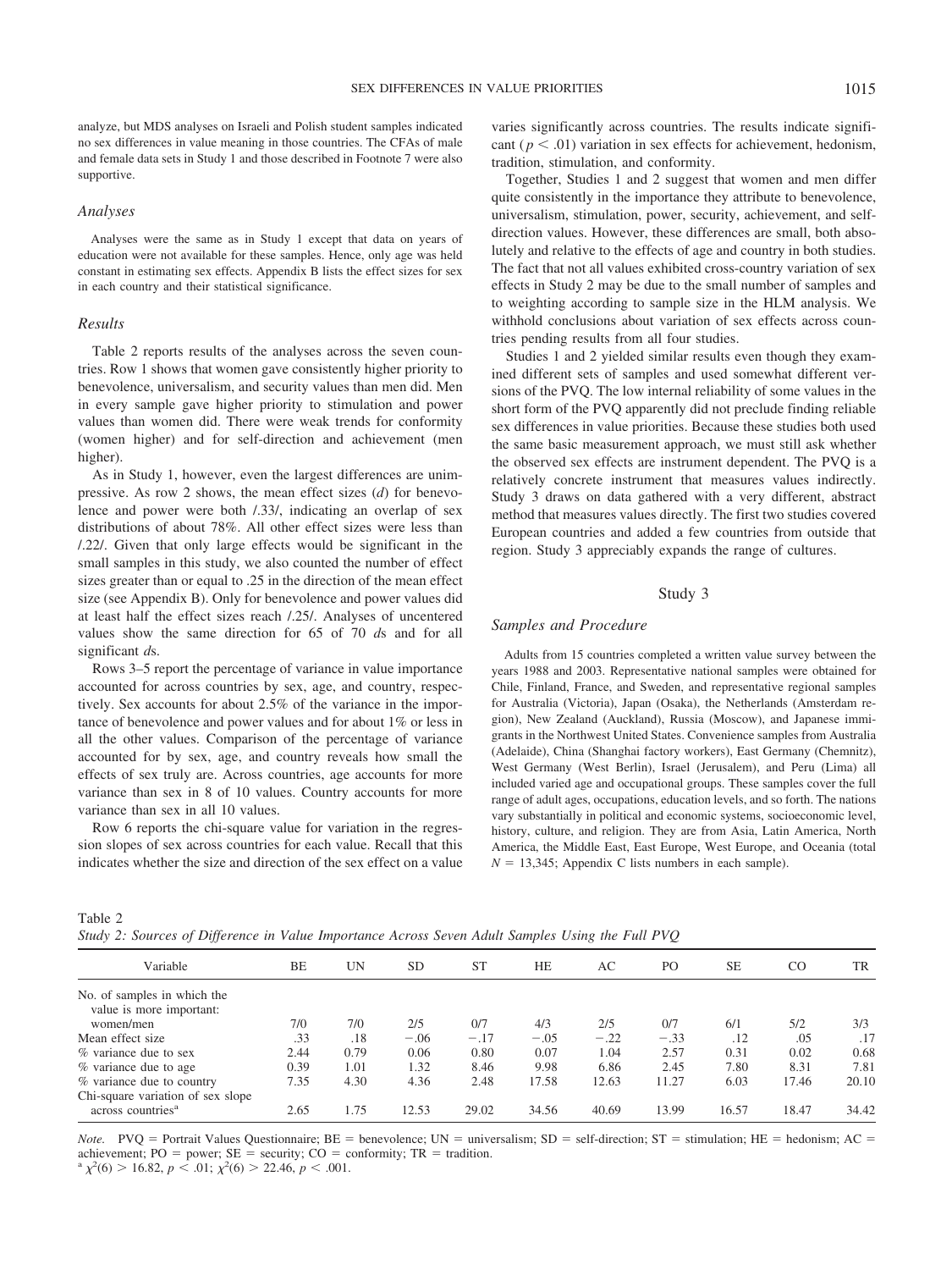analyze, but MDS analyses on Israeli and Polish student samples indicated no sex differences in value meaning in those countries. The CFAs of male and female data sets in Study 1 and those described in Footnote 7 were also supportive.

### *Analyses*

Analyses were the same as in Study 1 except that data on years of education were not available for these samples. Hence, only age was held constant in estimating sex effects. Appendix B lists the effect sizes for sex in each country and their statistical significance.

### *Results*

Table 2 reports results of the analyses across the seven countries. Row 1 shows that women gave consistently higher priority to benevolence, universalism, and security values than men did. Men in every sample gave higher priority to stimulation and power values than women did. There were weak trends for conformity (women higher) and for self-direction and achievement (men higher).

As in Study 1, however, even the largest differences are unimpressive. As row 2 shows, the mean effect sizes (*d*) for benevolence and power were both /.33/, indicating an overlap of sex distributions of about 78%. All other effect sizes were less than /.22/. Given that only large effects would be significant in the small samples in this study, we also counted the number of effect sizes greater than or equal to .25 in the direction of the mean effect size (see Appendix B). Only for benevolence and power values did at least half the effect sizes reach /.25/. Analyses of uncentered values show the same direction for 65 of 70 *d*s and for all significant *d*s.

Rows 3–5 report the percentage of variance in value importance accounted for across countries by sex, age, and country, respectively. Sex accounts for about 2.5% of the variance in the importance of benevolence and power values and for about 1% or less in all the other values. Comparison of the percentage of variance accounted for by sex, age, and country reveals how small the effects of sex truly are. Across countries, age accounts for more variance than sex in 8 of 10 values. Country accounts for more variance than sex in all 10 values.

Row 6 reports the chi-square value for variation in the regression slopes of sex across countries for each value. Recall that this indicates whether the size and direction of the sex effect on a value varies significantly across countries. The results indicate significant ($p < .01$) variation in sex effects for achievement, hedonism, tradition, stimulation, and conformity.

Together, Studies 1 and 2 suggest that women and men differ quite consistently in the importance they attribute to benevolence, universalism, stimulation, power, security, achievement, and self-direction values. However, these differences are small, both absolutely and relative to the effects of age and country in both studies. The fact that not all values exhibited cross-country variation of sex effects in Study 2 may be due to the small number of samples and to weighting according to sample size in the HLM analysis. We withhold conclusions about variation of sex effects across countries pending results from all four studies.

Studies 1 and 2 yielded similar results even though they examined different sets of samples and used somewhat different versions of the PVQ. The low internal reliability of some values in the short form of the PVQ apparently did not preclude finding reliable sex differences in value priorities. Because these studies both used the same basic measurement approach, we must still ask whether the observed sex effects are instrument dependent. The PVQ is a relatively concrete instrument that measures values indirectly. Study 3 draws on data gathered with a very different, abstract method that measures values directly. The first two studies covered European countries and added a few countries from outside that region. Study 3 appreciably expands the range of cultures.

## Study 3

### *Samples and Procedure*

Adults from 15 countries completed a written value survey between the years 1988 and 2003. Representative national samples were obtained for Chile, Finland, France, and Sweden, and representative regional samples for Australia (Victoria), Japan (Osaka), the Netherlands (Amsterdam region), New Zealand (Auckland), Russia (Moscow), and Japanese immigrants in the Northwest United States. Convenience samples from Australia (Adelaide), China (Shanghai factory workers), East Germany (Chemnitz), West Germany (West Berlin), Israel (Jerusalem), and Peru (Lima) all included varied age and occupational groups. These samples cover the full range of adult ages, occupations, education levels, and so forth. The nations vary substantially in political and economic systems, socioeconomic level, history, culture, and religion. They are from Asia, Latin America, North America, the Middle East, East Europe, West Europe, and Oceania (total $N = 13{,}345$; Appendix C lists numbers in each sample).

Table 2
*Study 2: Sources of Difference in Value Importance Across Seven Adult Samples Using the Full PVQ*

| Variable | BE | UN | SD | ST | HE | AC | PO | SE | CO | TR |
|---|---|---|---|---|---|---|---|---|---|---|
| No. of samples in which the value is more important: women/men | 7/0 | 7/0 | 2/5 | 0/7 | 4/3 | 2/5 | 0/7 | 6/1 | 5/2 | 3/3 |
| Mean effect size | .33 | .18 | −.06 | −.17 | −.05 | −.22 | −.33 | .12 | .05 | .17 |
| % variance due to sex | 2.44 | 0.79 | 0.06 | 0.80 | 0.07 | 1.04 | 2.57 | 0.31 | 0.02 | 0.68 |
| % variance due to age | 0.39 | 1.01 | 1.32 | 8.46 | 9.98 | 6.86 | 2.45 | 7.80 | 8.31 | 7.81 |
| % variance due to country | 7.35 | 4.30 | 4.36 | 2.48 | 17.58 | 12.63 | 11.27 | 6.03 | 17.46 | 20.10 |
| Chi-square variation of sex slope across countries[a] | 2.65 | 1.75 | 12.53 | 29.02 | 34.56 | 40.69 | 13.99 | 16.57 | 18.47 | 34.42 |

*Note.* PVQ = Portrait Values Questionnaire; BE = benevolence; UN = universalism; SD = self-direction; ST = stimulation; HE = hedonism; AC = achievement; PO = power; SE = security; CO = conformity; TR = tradition.
[a] $\chi^2(6) > 16.82$, $p < .01$; $\chi^2(6) > 22.46$, $p < .001$.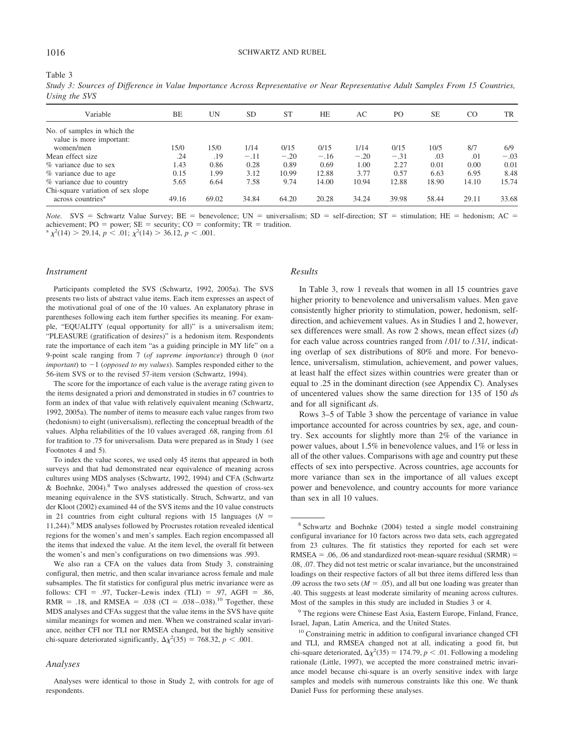Table 3

*Study 3: Sources of Difference in Value Importance Across Representative or Near Representative Adult Samples From 15 Countries, Using the SVS*

| Variable | BE | UN | SD | ST | HE | AC | PO | SE | CO | TR |
|---|---|---|---|---|---|---|---|---|---|---|
| No. of samples in which the value is more important: women/men | 15/0 | 15/0 | 1/14 | 0/15 | 0/15 | 1/14 | 0/15 | 10/5 | 8/7 | 6/9 |
| Mean effect size | .24 | .19 | −.11 | −.20 | −.16 | −.20 | −.31 | .03 | .01 | −.03 |
| % variance due to sex | 1.43 | 0.86 | 0.28 | 0.89 | 0.69 | 1.00 | 2.27 | 0.01 | 0.00 | 0.01 |
| % variance due to age | 0.15 | 1.99 | 3.12 | 10.99 | 12.88 | 3.77 | 0.57 | 6.63 | 6.95 | 8.48 |
| % variance due to country | 5.65 | 6.64 | 7.58 | 9.74 | 14.00 | 10.94 | 12.88 | 18.90 | 14.10 | 15.74 |
| Chi-square variation of sex slope across countries[a] | 49.16 | 69.02 | 34.84 | 64.20 | 20.28 | 34.24 | 39.98 | 58.44 | 29.11 | 33.68 |

*Note.* SVS = Schwartz Value Survey; BE = benevolence; UN = universalism; SD = self-direction; ST = stimulation; HE = hedonism; AC = achievement; PO = power; SE = security; CO = conformity; TR = tradition.
[a] $\chi^2(14) > 29.14$, $p < .01$; $\chi^2(14) > 36.12$, $p < .001$.

### *Instrument*

Participants completed the SVS (Schwartz, 1992, 2005a). The SVS presents two lists of abstract value items. Each item expresses an aspect of the motivational goal of one of the 10 values. An explanatory phrase in parentheses following each item further specifies its meaning. For example, "EQUALITY (equal opportunity for all)" is a universalism item; "PLEASURE (gratification of desires)" is a hedonism item. Respondents rate the importance of each item "as a guiding principle in MY life" on a 9-point scale ranging from 7 (*of supreme importance*) through 0 (*not important*) to −1 (*opposed to my values*). Samples responded either to the 56-item SVS or to the revised 57-item version (Schwartz, 1994).

The score for the importance of each value is the average rating given to the items designated a priori and demonstrated in studies in 67 countries to form an index of that value with relatively equivalent meaning (Schwartz, 1992, 2005a). The number of items to measure each value ranges from two (hedonism) to eight (universalism), reflecting the conceptual breadth of the values. Alpha reliabilities of the 10 values averaged .68, ranging from .61 for tradition to .75 for universalism. Data were prepared as in Study 1 (see Footnotes 4 and 5).

To index the value scores, we used only 45 items that appeared in both surveys and that had demonstrated near equivalence of meaning across cultures using MDS analyses (Schwartz, 1992, 1994) and CFA (Schwartz & Boehnke, 2004).[8] Two analyses addressed the question of cross-sex meaning equivalence in the SVS statistically. Struch, Schwartz, and van der Kloot (2002) examined 44 of the SVS items and the 10 value constructs in 21 countries from eight cultural regions with 15 languages ($N$ = 11,244).[9] MDS analyses followed by Procrustes rotation revealed identical regions for the women's and men's samples. Each region encompassed all the items that indexed the value. At the item level, the overall fit between the women's and men's configurations on two dimensions was .993.

We also ran a CFA on the values data from Study 3, constraining configural, then metric, and then scalar invariance across female and male subsamples. The fit statistics for configural plus metric invariance were as follows: CFI = .97, Tucker–Lewis index (TLI) = .97, AGFI = .86, RMR = .18, and RMSEA = .038 (CI = .038–.038).[10] Together, these MDS analyses and CFAs suggest that the value items in the SVS have quite similar meanings for women and men. When we constrained scalar invariance, neither CFI nor TLI nor RMSEA changed, but the highly sensitive chi-square deteriorated significantly, $\Delta\chi^2(35) = 768.32$, $p < .001$.

### *Analyses*

Analyses were identical to those in Study 2, with controls for age of respondents.

### *Results*

In Table 3, row 1 reveals that women in all 15 countries gave higher priority to benevolence and universalism values. Men gave consistently higher priority to stimulation, power, hedonism, self-direction, and achievement values. As in Studies 1 and 2, however, sex differences were small. As row 2 shows, mean effect sizes ($d$) for each value across countries ranged from /.01/ to /.31/, indicating overlap of sex distributions of 80% and more. For benevolence, universalism, stimulation, achievement, and power values, at least half the effect sizes within countries were greater than or equal to .25 in the dominant direction (see Appendix C). Analyses of uncentered values show the same direction for 135 of 150 $d$s and for all significant $d$s.

Rows 3–5 of Table 3 show the percentage of variance in value importance accounted for across countries by sex, age, and country. Sex accounts for slightly more than 2% of the variance in power values, about 1.5% in benevolence values, and 1% or less in all of the other values. Comparisons with age and country put these effects of sex into perspective. Across countries, age accounts for more variance than sex in the importance of all values except power and benevolence, and country accounts for more variance than sex in all 10 values.

---

[8] Schwartz and Boehnke (2004) tested a single model constraining configural invariance for 10 factors across two data sets, each aggregated from 23 cultures. The fit statistics they reported for each set were RMSEA = .06, .06 and standardized root-mean-square residual (SRMR) = .08, .07. They did not test metric or scalar invariance, but the unconstrained loadings on their respective factors of all but three items differed less than .09 across the two sets ($M$ = .05), and all but one loading was greater than .40. This suggests at least moderate similarity of meaning across cultures. Most of the samples in this study are included in Studies 3 or 4.

[9] The regions were Chinese East Asia, Eastern Europe, Finland, France, Israel, Japan, Latin America, and the United States.

[10] Constraining metric in addition to configural invariance changed CFI and TLI, and RMSEA changed not at all, indicating a good fit, but chi-square deteriorated, $\Delta\chi^2(35) = 174.79$, $p < .01$. Following a modeling rationale (Little, 1997), we accepted the more constrained metric invariance model because chi-square is an overly sensitive index with large samples and models with numerous constraints like this one. We thank Daniel Fuss for performing these analyses.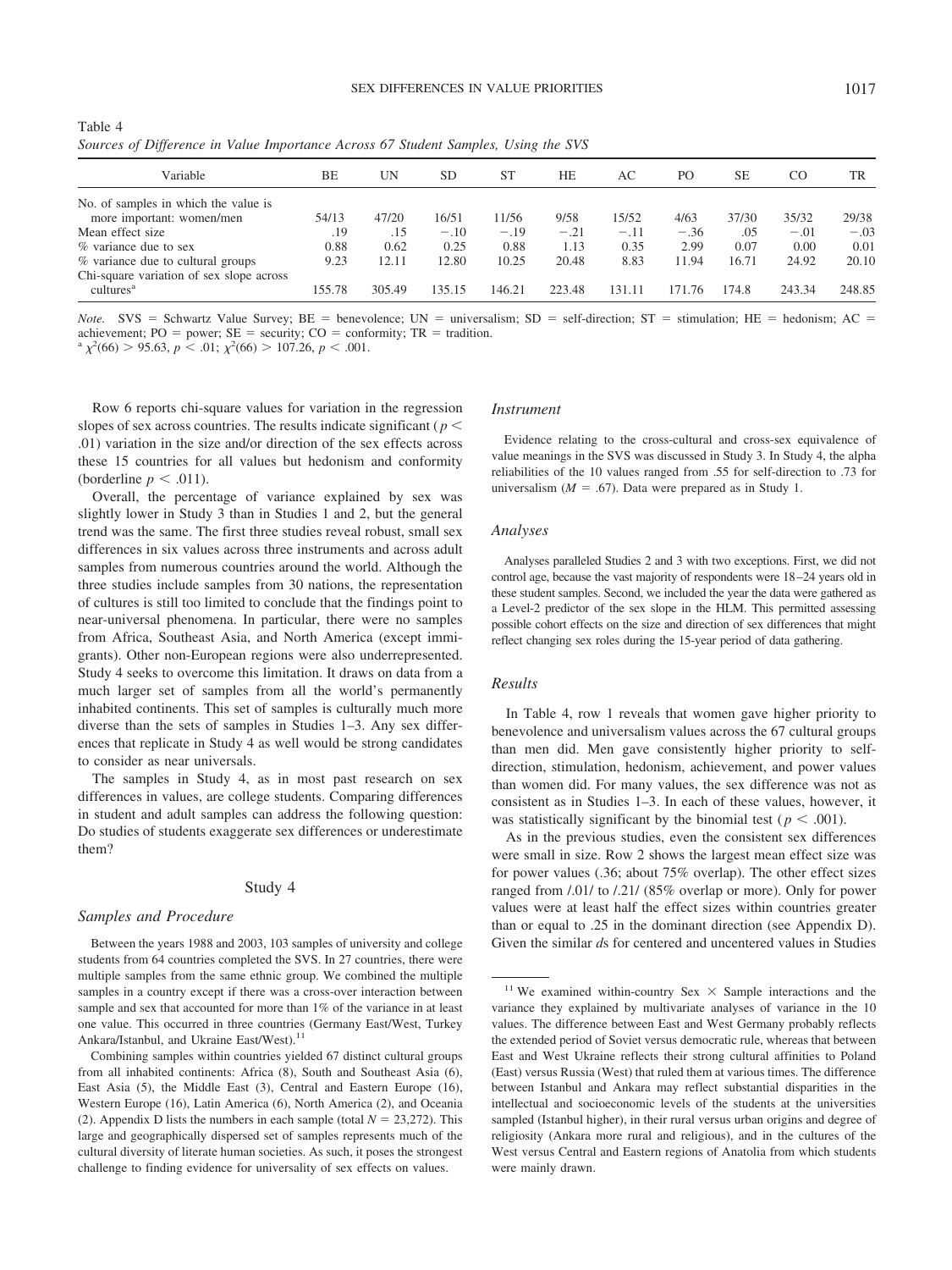Table 4
*Sources of Difference in Value Importance Across 67 Student Samples, Using the SVS*

| Variable | BE | UN | SD | ST | HE | AC | PO | SE | CO | TR |
|---|---|---|---|---|---|---|---|---|---|---|
| No. of samples in which the value is more important: women/men | 54/13 | 47/20 | 16/51 | 11/56 | 9/58 | 15/52 | 4/63 | 37/30 | 35/32 | 29/38 |
| Mean effect size | .19 | .15 | −.10 | −.19 | −.21 | −.11 | −.36 | .05 | −.01 | −.03 |
| % variance due to sex | 0.88 | 0.62 | 0.25 | 0.88 | 1.13 | 0.35 | 2.99 | 0.07 | 0.00 | 0.01 |
| % variance due to cultural groups | 9.23 | 12.11 | 12.80 | 10.25 | 20.48 | 8.83 | 11.94 | 16.71 | 24.92 | 20.10 |
| Chi-square variation of sex slope across cultures[a] | 155.78 | 305.49 | 135.15 | 146.21 | 223.48 | 131.11 | 171.76 | 174.8 | 243.34 | 248.85 |

*Note.* SVS = Schwartz Value Survey; BE = benevolence; UN = universalism; SD = self-direction; ST = stimulation; HE = hedonism; AC = achievement; PO = power; SE = security; CO = conformity; TR = tradition.
[a] $\chi^2(66) > 95.63$, $p < .01$; $\chi^2(66) > 107.26$, $p < .001$.

Row 6 reports chi-square values for variation in the regression slopes of sex across countries. The results indicate significant ($p < .01$) variation in the size and/or direction of the sex effects across these 15 countries for all values but hedonism and conformity (borderline $p < .011$).

Overall, the percentage of variance explained by sex was slightly lower in Study 3 than in Studies 1 and 2, but the general trend was the same. The first three studies reveal robust, small sex differences in six values across three instruments and across adult samples from numerous countries around the world. Although the three studies include samples from 30 nations, the representation of cultures is still too limited to conclude that the findings point to near-universal phenomena. In particular, there were no samples from Africa, Southeast Asia, and North America (except immigrants). Other non-European regions were also underrepresented. Study 4 seeks to overcome this limitation. It draws on data from a much larger set of samples from all the world's permanently inhabited continents. This set of samples is culturally much more diverse than the sets of samples in Studies 1–3. Any sex differences that replicate in Study 4 as well would be strong candidates to consider as near universals.

The samples in Study 4, as in most past research on sex differences in values, are college students. Comparing differences in student and adult samples can address the following question: Do studies of students exaggerate sex differences or underestimate them?

## Study 4

### *Samples and Procedure*

Between the years 1988 and 2003, 103 samples of university and college students from 64 countries completed the SVS. In 27 countries, there were multiple samples from the same ethnic group. We combined the multiple samples in a country except if there was a cross-over interaction between sample and sex that accounted for more than 1% of the variance in at least one value. This occurred in three countries (Germany East/West, Turkey Ankara/Istanbul, and Ukraine East/West).[11]

Combining samples within countries yielded 67 distinct cultural groups from all inhabited continents: Africa (8), South and Southeast Asia (6), East Asia (5), the Middle East (3), Central and Eastern Europe (16), Western Europe (16), Latin America (6), North America (2), and Oceania (2). Appendix D lists the numbers in each sample (total $N = 23{,}272$). This large and geographically dispersed set of samples represents much of the cultural diversity of literate human societies. As such, it poses the strongest challenge to finding evidence for universality of sex effects on values.

### *Instrument*

Evidence relating to the cross-cultural and cross-sex equivalence of value meanings in the SVS was discussed in Study 3. In Study 4, the alpha reliabilities of the 10 values ranged from .55 for self-direction to .73 for universalism ($M = .67$). Data were prepared as in Study 1.

### *Analyses*

Analyses paralleled Studies 2 and 3 with two exceptions. First, we did not control age, because the vast majority of respondents were 18–24 years old in these student samples. Second, we included the year the data were gathered as a Level-2 predictor of the sex slope in the HLM. This permitted assessing possible cohort effects on the size and direction of sex differences that might reflect changing sex roles during the 15-year period of data gathering.

### *Results*

In Table 4, row 1 reveals that women gave higher priority to benevolence and universalism values across the 67 cultural groups than men did. Men gave consistently higher priority to self-direction, stimulation, hedonism, achievement, and power values than women did. For many values, the sex difference was not as consistent as in Studies 1–3. In each of these values, however, it was statistically significant by the binomial test ($p < .001$).

As in the previous studies, even the consistent sex differences were small in size. Row 2 shows the largest mean effect size was for power values (.36; about 75% overlap). The other effect sizes ranged from /.01/ to /.21/ (85% overlap or more). Only for power values were at least half the effect sizes within countries greater than or equal to .25 in the dominant direction (see Appendix D). Given the similar *d*s for centered and uncentered values in Studies

[11] We examined within-country Sex × Sample interactions and the variance they explained by multivariate analyses of variance in the 10 values. The difference between East and West Germany probably reflects the extended period of Soviet versus democratic rule, whereas that between East and West Ukraine reflects their strong cultural affinities to Poland (East) versus Russia (West) that ruled them at various times. The difference between Istanbul and Ankara may reflect substantial disparities in the intellectual and socioeconomic levels of the students at the universities sampled (Istanbul higher), in their rural versus urban origins and degree of religiosity (Ankara more rural and religious), and in the cultures of the West versus Central and Eastern regions of Anatolia from which students were mainly drawn.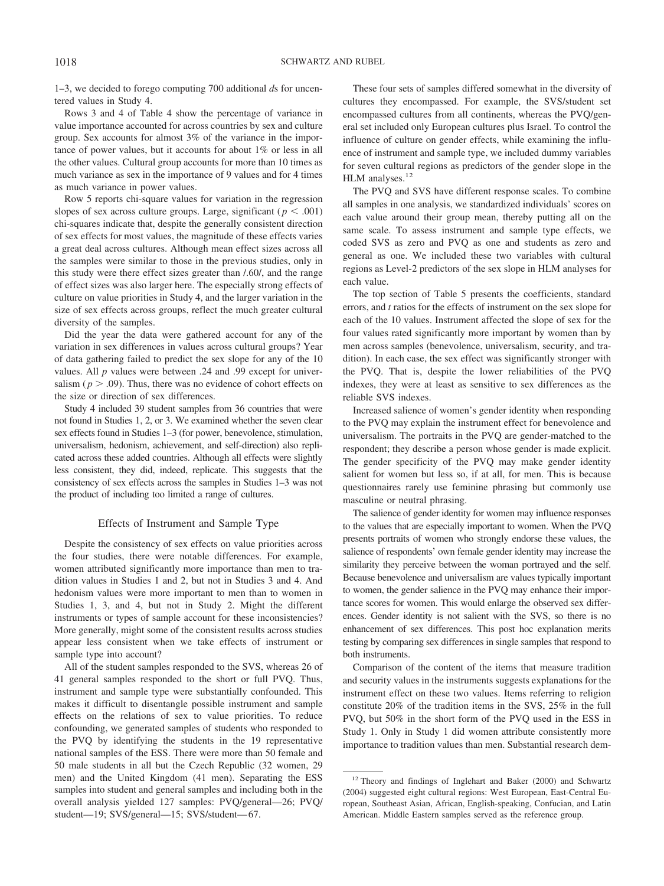1–3, we decided to forego computing 700 additional *d*s for uncentered values in Study 4.

Rows 3 and 4 of Table 4 show the percentage of variance in value importance accounted for across countries by sex and culture group. Sex accounts for almost 3% of the variance in the importance of power values, but it accounts for about 1% or less in all the other values. Cultural group accounts for more than 10 times as much variance as sex in the importance of 9 values and for 4 times as much variance in power values.

Row 5 reports chi-square values for variation in the regression slopes of sex across culture groups. Large, significant ($p < .001$) chi-squares indicate that, despite the generally consistent direction of sex effects for most values, the magnitude of these effects varies a great deal across cultures. Although mean effect sizes across all the samples were similar to those in the previous studies, only in this study were there effect sizes greater than /.60/, and the range of effect sizes was also larger here. The especially strong effects of culture on value priorities in Study 4, and the larger variation in the size of sex effects across groups, reflect the much greater cultural diversity of the samples.

Did the year the data were gathered account for any of the variation in sex differences in values across cultural groups? Year of data gathering failed to predict the sex slope for any of the 10 values. All $p$ values were between .24 and .99 except for universalism ($p > .09$). Thus, there was no evidence of cohort effects on the size or direction of sex differences.

Study 4 included 39 student samples from 36 countries that were not found in Studies 1, 2, or 3. We examined whether the seven clear sex effects found in Studies 1–3 (for power, benevolence, stimulation, universalism, hedonism, achievement, and self-direction) also replicated across these added countries. Although all effects were slightly less consistent, they did, indeed, replicate. This suggests that the consistency of sex effects across the samples in Studies 1–3 was not the product of including too limited a range of cultures.

## Effects of Instrument and Sample Type

Despite the consistency of sex effects on value priorities across the four studies, there were notable differences. For example, women attributed significantly more importance than men to tradition values in Studies 1 and 2, but not in Studies 3 and 4. And hedonism values were more important to men than to women in Studies 1, 3, and 4, but not in Study 2. Might the different instruments or types of sample account for these inconsistencies? More generally, might some of the consistent results across studies appear less consistent when we take effects of instrument or sample type into account?

All of the student samples responded to the SVS, whereas 26 of 41 general samples responded to the short or full PVQ. Thus, instrument and sample type were substantially confounded. This makes it difficult to disentangle possible instrument and sample effects on the relations of sex to value priorities. To reduce confounding, we generated samples of students who responded to the PVQ by identifying the students in the 19 representative national samples of the ESS. There were more than 50 female and 50 male students in all but the Czech Republic (32 women, 29 men) and the United Kingdom (41 men). Separating the ESS samples into student and general samples and including both in the overall analysis yielded 127 samples: PVQ/general—26; PVQ/student—19; SVS/general—15; SVS/student—67.

These four sets of samples differed somewhat in the diversity of cultures they encompassed. For example, the SVS/student set encompassed cultures from all continents, whereas the PVQ/general set included only European cultures plus Israel. To control the influence of culture on gender effects, while examining the influence of instrument and sample type, we included dummy variables for seven cultural regions as predictors of the gender slope in the HLM analyses.[12]

The PVQ and SVS have different response scales. To combine all samples in one analysis, we standardized individuals' scores on each value around their group mean, thereby putting all on the same scale. To assess instrument and sample type effects, we coded SVS as zero and PVQ as one and students as zero and general as one. We included these two variables with cultural regions as Level-2 predictors of the sex slope in HLM analyses for each value.

The top section of Table 5 presents the coefficients, standard errors, and $t$ ratios for the effects of instrument on the sex slope for each of the 10 values. Instrument affected the slope of sex for the four values rated significantly more important by women than by men across samples (benevolence, universalism, security, and tradition). In each case, the sex effect was significantly stronger with the PVQ. That is, despite the lower reliabilities of the PVQ indexes, they were at least as sensitive to sex differences as the reliable SVS indexes.

Increased salience of women's gender identity when responding to the PVQ may explain the instrument effect for benevolence and universalism. The portraits in the PVQ are gender-matched to the respondent; they describe a person whose gender is made explicit. The gender specificity of the PVQ may make gender identity salient for women but less so, if at all, for men. This is because questionnaires rarely use feminine phrasing but commonly use masculine or neutral phrasing.

The salience of gender identity for women may influence responses to the values that are especially important to women. When the PVQ presents portraits of women who strongly endorse these values, the salience of respondents' own female gender identity may increase the similarity they perceive between the woman portrayed and the self. Because benevolence and universalism are values typically important to women, the gender salience in the PVQ may enhance their importance scores for women. This would enlarge the observed sex differences. Gender identity is not salient with the SVS, so there is no enhancement of sex differences. This post hoc explanation merits testing by comparing sex differences in single samples that respond to both instruments.

Comparison of the content of the items that measure tradition and security values in the instruments suggests explanations for the instrument effect on these two values. Items referring to religion constitute 20% of the tradition items in the SVS, 25% in the full PVQ, but 50% in the short form of the PVQ used in the ESS in Study 1. Only in Study 1 did women attribute consistently more importance to tradition values than men. Substantial research dem-

[12] Theory and findings of Inglehart and Baker (2000) and Schwartz (2004) suggested eight cultural regions: West European, East-Central European, Southeast Asian, African, English-speaking, Confucian, and Latin American. Middle Eastern samples served as the reference group.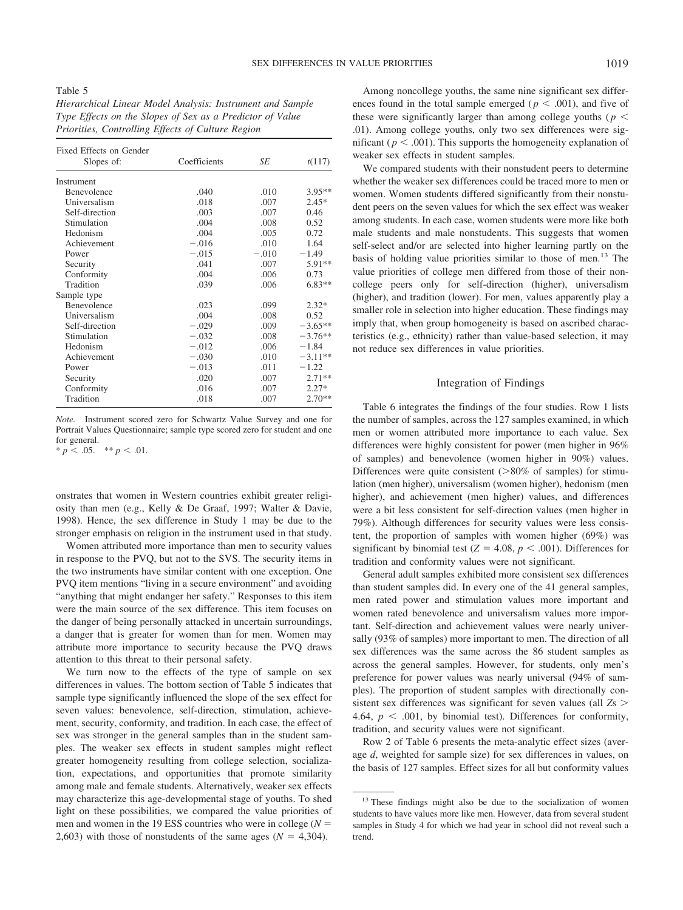Table 5
*Hierarchical Linear Model Analysis: Instrument and Sample Type Effects on the Slopes of Sex as a Predictor of Value Priorities, Controlling Effects of Culture Region*

| Fixed Effects on Gender Slopes of: | Coefficients | *SE* | *t*(117) |
|---|---|---|---|
| Instrument | | | |
| Benevolence | .040 | .010 | 3.95** |
| Universalism | .018 | .007 | 2.45* |
| Self-direction | .003 | .007 | 0.46 |
| Stimulation | .004 | .008 | 0.52 |
| Hedonism | .004 | .005 | 0.72 |
| Achievement | −.016 | .010 | 1.64 |
| Power | −.015 | −.010 | −1.49 |
| Security | .041 | .007 | 5.91** |
| Conformity | .004 | .006 | 0.73 |
| Tradition | .039 | .006 | 6.83** |
| Sample type | | | |
| Benevolence | .023 | .099 | 2.32* |
| Universalism | .004 | .008 | 0.52 |
| Self-direction | −.029 | .009 | −3.65** |
| Stimulation | −.032 | .008 | −3.76** |
| Hedonism | −.012 | .006 | −1.84 |
| Achievement | −.030 | .010 | −3.11** |
| Power | −.013 | .011 | −1.22 |
| Security | .020 | .007 | 2.71** |
| Conformity | .016 | .007 | 2.27* |
| Tradition | .018 | .007 | 2.70** |

*Note.* Instrument scored zero for Schwartz Value Survey and one for Portrait Values Questionnaire; sample type scored zero for student and one for general.
\* $p < .05$. \*\* $p < .01$.

onstrates that women in Western countries exhibit greater religiosity than men (e.g., Kelly & De Graaf, 1997; Walter & Davie, 1998). Hence, the sex difference in Study 1 may be due to the stronger emphasis on religion in the instrument used in that study.

Women attributed more importance than men to security values in response to the PVQ, but not to the SVS. The security items in the two instruments have similar content with one exception. One PVQ item mentions "living in a secure environment" and avoiding "anything that might endanger her safety." Responses to this item were the main source of the sex difference. This item focuses on the danger of being personally attacked in uncertain surroundings, a danger that is greater for women than for men. Women may attribute more importance to security because the PVQ draws attention to this threat to their personal safety.

We turn now to the effects of the type of sample on sex differences in values. The bottom section of Table 5 indicates that sample type significantly influenced the slope of the sex effect for seven values: benevolence, self-direction, stimulation, achievement, security, conformity, and tradition. In each case, the effect of sex was stronger in the general samples than in the student samples. The weaker sex effects in student samples might reflect greater homogeneity resulting from college selection, socialization, expectations, and opportunities that promote similarity among male and female students. Alternatively, weaker sex effects may characterize this age-developmental stage of youths. To shed light on these possibilities, we compared the value priorities of men and women in the 19 ESS countries who were in college ($N = 2{,}603$) with those of nonstudents of the same ages ($N = 4{,}304$).

Among noncollege youths, the same nine significant sex differences found in the total sample emerged ($p < .001$), and five of these were significantly larger than among college youths ($p < .01$). Among college youths, only two sex differences were significant ($p < .001$). This supports the homogeneity explanation of weaker sex effects in student samples.

We compared students with their nonstudent peers to determine whether the weaker sex differences could be traced more to men or women. Women students differed significantly from their nonstudent peers on the seven values for which the sex effect was weaker among students. In each case, women students were more like both male students and male nonstudents. This suggests that women self-select and/or are selected into higher learning partly on the basis of holding value priorities similar to those of men.[13] The value priorities of college men differed from those of their noncollege peers only for self-direction (higher), universalism (higher), and tradition (lower). For men, values apparently play a smaller role in selection into higher education. These findings may imply that, when group homogeneity is based on ascribed characteristics (e.g., ethnicity) rather than value-based selection, it may not reduce sex differences in value priorities.

## Integration of Findings

Table 6 integrates the findings of the four studies. Row 1 lists the number of samples, across the 127 samples examined, in which men or women attributed more importance to each value. Sex differences were highly consistent for power (men higher in 96% of samples) and benevolence (women higher in 90%) values. Differences were quite consistent (>80% of samples) for stimulation (men higher), universalism (women higher), hedonism (men higher), and achievement (men higher) values, and differences were a bit less consistent for self-direction values (men higher in 79%). Although differences for security values were less consistent, the proportion of samples with women higher (69%) was significant by binomial test ($Z = 4.08$, $p < .001$). Differences for tradition and conformity values were not significant.

General adult samples exhibited more consistent sex differences than student samples did. In every one of the 41 general samples, men rated power and stimulation values more important and women rated benevolence and universalism values more important. Self-direction and achievement values were nearly universally (93% of samples) more important to men. The direction of all sex differences was the same across the 86 student samples as across the general samples. However, for students, only men's preference for power values was nearly universal (94% of samples). The proportion of student samples with directionally consistent sex differences was significant for seven values (all $Z$s > 4.64, $p < .001$, by binomial test). Differences for conformity, tradition, and security values were not significant.

Row 2 of Table 6 presents the meta-analytic effect sizes (average *d*, weighted for sample size) for sex differences in values, on the basis of 127 samples. Effect sizes for all but conformity values

[13] These findings might also be due to the socialization of women students to have values more like men. However, data from several student samples in Study 4 for which we had year in school did not reveal such a trend.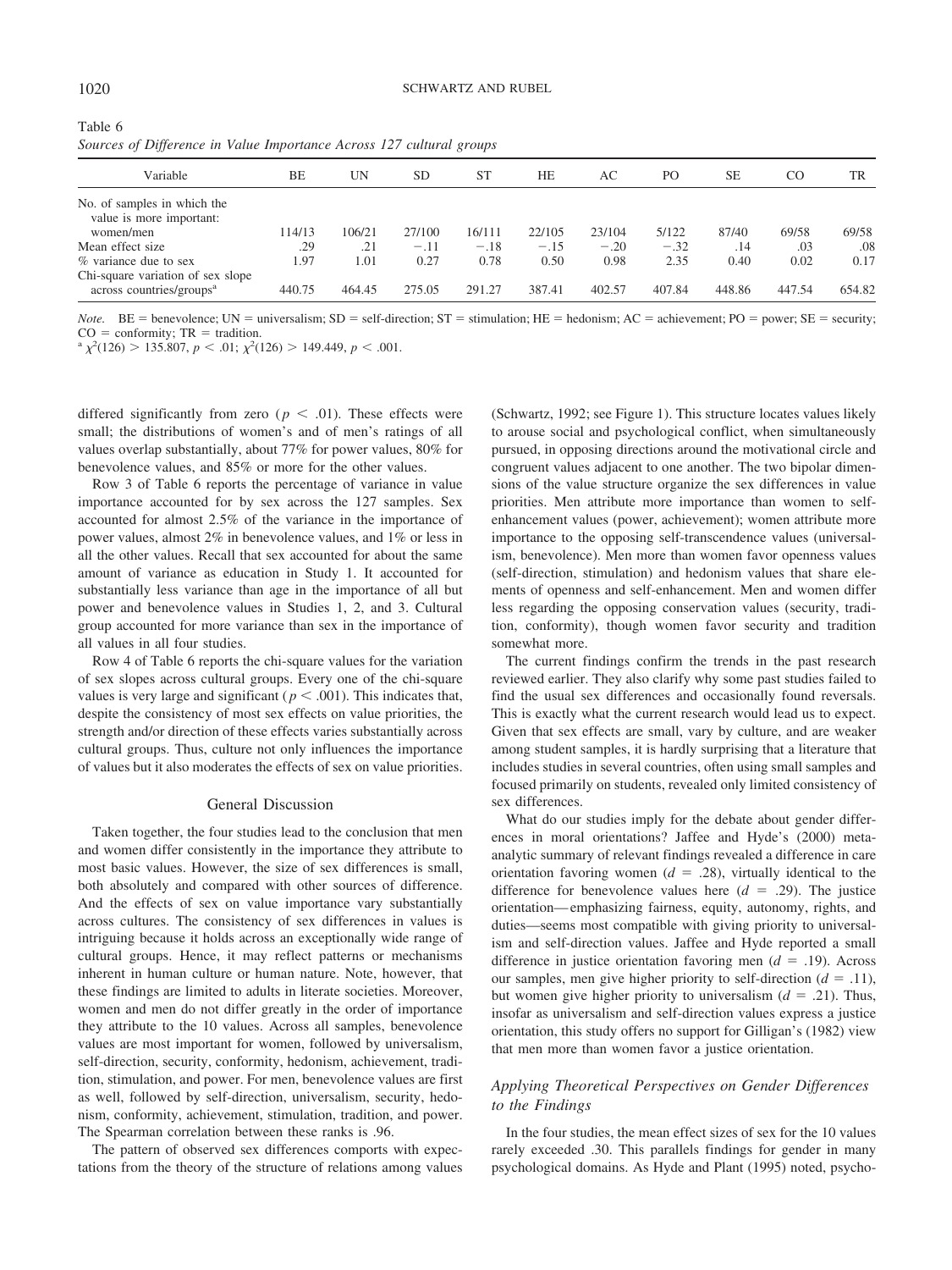Table 6
*Sources of Difference in Value Importance Across 127 cultural groups*

| Variable | BE | UN | SD | ST | HE | AC | PO | SE | CO | TR |
|---|---|---|---|---|---|---|---|---|---|---|
| No. of samples in which the value is more important: women/men | 114/13 | 106/21 | 27/100 | 16/111 | 22/105 | 23/104 | 5/122 | 87/40 | 69/58 | 69/58 |
| Mean effect size | .29 | .21 | −.11 | −.18 | −.15 | −.20 | −.32 | .14 | .03 | .08 |
| % variance due to sex | 1.97 | 1.01 | 0.27 | 0.78 | 0.50 | 0.98 | 2.35 | 0.40 | 0.02 | 0.17 |
| Chi-square variation of sex slope across countries/groups[a] | 440.75 | 464.45 | 275.05 | 291.27 | 387.41 | 402.57 | 407.84 | 448.86 | 447.54 | 654.82 |

*Note.* BE = benevolence; UN = universalism; SD = self-direction; ST = stimulation; HE = hedonism; AC = achievement; PO = power; SE = security; CO = conformity; TR = tradition.
[a] $\chi^2(126) > 135.807$, $p < .01$; $\chi^2(126) > 149.449$, $p < .001$.

differed significantly from zero ($p < .01$). These effects were small; the distributions of women's and of men's ratings of all values overlap substantially, about 77% for power values, 80% for benevolence values, and 85% or more for the other values.

Row 3 of Table 6 reports the percentage of variance in value importance accounted for by sex across the 127 samples. Sex accounted for almost 2.5% of the variance in the importance of power values, almost 2% in benevolence values, and 1% or less in all the other values. Recall that sex accounted for about the same amount of variance as education in Study 1. It accounted for substantially less variance than age in the importance of all but power and benevolence values in Studies 1, 2, and 3. Cultural group accounted for more variance than sex in the importance of all values in all four studies.

Row 4 of Table 6 reports the chi-square values for the variation of sex slopes across cultural groups. Every one of the chi-square values is very large and significant ($p < .001$). This indicates that, despite the consistency of most sex effects on value priorities, the strength and/or direction of these effects varies substantially across cultural groups. Thus, culture not only influences the importance of values but it also moderates the effects of sex on value priorities.

## General Discussion

Taken together, the four studies lead to the conclusion that men and women differ consistently in the importance they attribute to most basic values. However, the size of sex differences is small, both absolutely and compared with other sources of difference. And the effects of sex on value importance vary substantially across cultures. The consistency of sex differences in values is intriguing because it holds across an exceptionally wide range of cultural groups. Hence, it may reflect patterns or mechanisms inherent in human culture or human nature. Note, however, that these findings are limited to adults in literate societies. Moreover, women and men do not differ greatly in the order of importance they attribute to the 10 values. Across all samples, benevolence values are most important for women, followed by universalism, self-direction, security, conformity, hedonism, achievement, tradition, stimulation, and power. For men, benevolence values are first as well, followed by self-direction, universalism, security, hedonism, conformity, achievement, stimulation, tradition, and power. The Spearman correlation between these ranks is .96.

The pattern of observed sex differences comports with expectations from the theory of the structure of relations among values (Schwartz, 1992; see Figure 1). This structure locates values likely to arouse social and psychological conflict, when simultaneously pursued, in opposing directions around the motivational circle and congruent values adjacent to one another. The two bipolar dimensions of the value structure organize the sex differences in value priorities. Men attribute more importance than women to self-enhancement values (power, achievement); women attribute more importance to the opposing self-transcendence values (universalism, benevolence). Men more than women favor openness values (self-direction, stimulation) and hedonism values that share elements of openness and self-enhancement. Men and women differ less regarding the opposing conservation values (security, tradition, conformity), though women favor security and tradition somewhat more.

The current findings confirm the trends in the past research reviewed earlier. They also clarify why some past studies failed to find the usual sex differences and occasionally found reversals. This is exactly what the current research would lead us to expect. Given that sex effects are small, vary by culture, and are weaker among student samples, it is hardly surprising that a literature that includes studies in several countries, often using small samples and focused primarily on students, revealed only limited consistency of sex differences.

What do our studies imply for the debate about gender differences in moral orientations? Jaffee and Hyde's (2000) meta-analytic summary of relevant findings revealed a difference in care orientation favoring women ($d = .28$), virtually identical to the difference for benevolence values here ($d = .29$). The justice orientation—emphasizing fairness, equity, autonomy, rights, and duties—seems most compatible with giving priority to universalism and self-direction values. Jaffee and Hyde reported a small difference in justice orientation favoring men ($d = .19$). Across our samples, men give higher priority to self-direction ($d = .11$), but women give higher priority to universalism ($d = .21$). Thus, insofar as universalism and self-direction values express a justice orientation, this study offers no support for Gilligan's (1982) view that men more than women favor a justice orientation.

### *Applying Theoretical Perspectives on Gender Differences to the Findings*

In the four studies, the mean effect sizes of sex for the 10 values rarely exceeded .30. This parallels findings for gender in many psychological domains. As Hyde and Plant (1995) noted, psycho-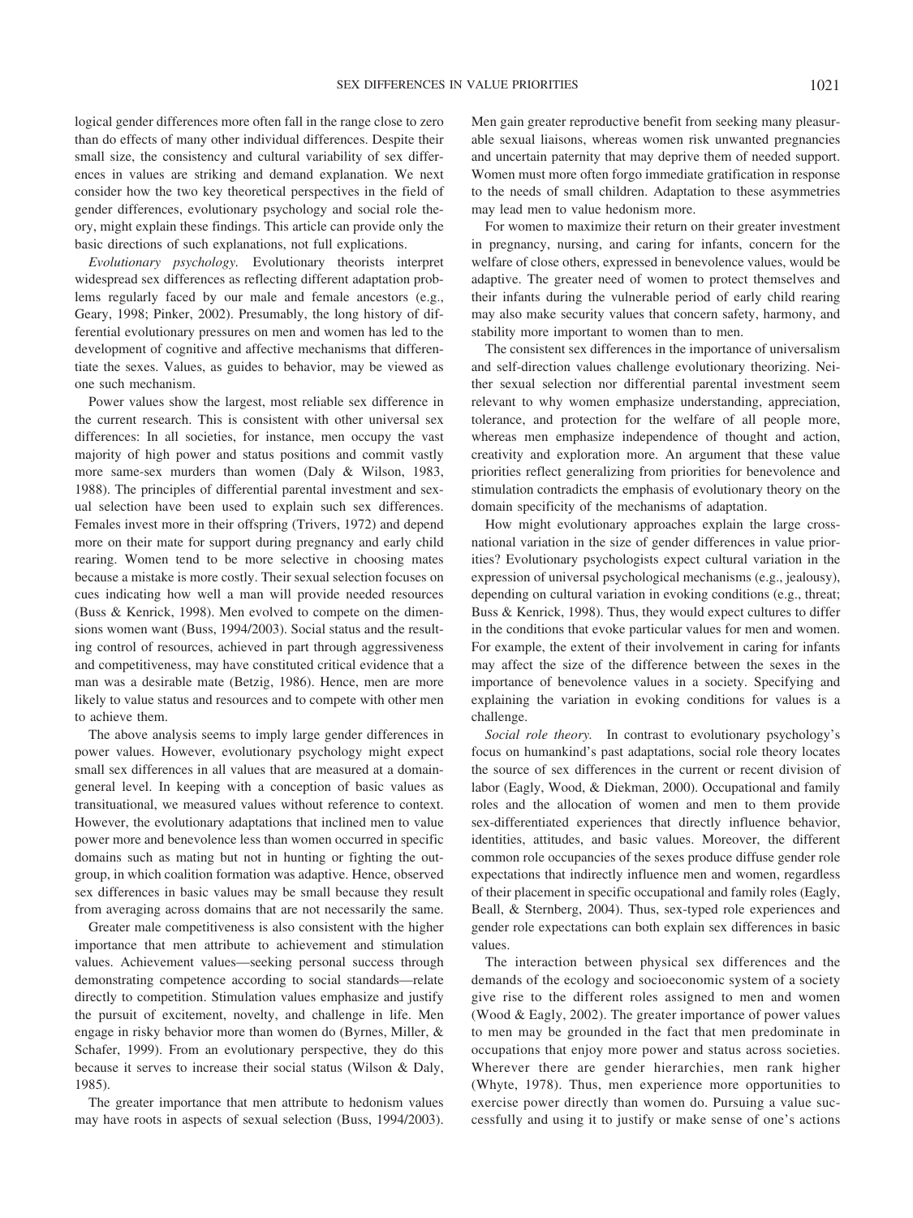logical gender differences more often fall in the range close to zero than do effects of many other individual differences. Despite their small size, the consistency and cultural variability of sex differences in values are striking and demand explanation. We next consider how the two key theoretical perspectives in the field of gender differences, evolutionary psychology and social role theory, might explain these findings. This article can provide only the basic directions of such explanations, not full explications.

*Evolutionary psychology.* Evolutionary theorists interpret widespread sex differences as reflecting different adaptation problems regularly faced by our male and female ancestors (e.g., Geary, 1998; Pinker, 2002). Presumably, the long history of differential evolutionary pressures on men and women has led to the development of cognitive and affective mechanisms that differentiate the sexes. Values, as guides to behavior, may be viewed as one such mechanism.

Power values show the largest, most reliable sex difference in the current research. This is consistent with other universal sex differences: In all societies, for instance, men occupy the vast majority of high power and status positions and commit vastly more same-sex murders than women (Daly & Wilson, 1983, 1988). The principles of differential parental investment and sexual selection have been used to explain such sex differences. Females invest more in their offspring (Trivers, 1972) and depend more on their mate for support during pregnancy and early child rearing. Women tend to be more selective in choosing mates because a mistake is more costly. Their sexual selection focuses on cues indicating how well a man will provide needed resources (Buss & Kenrick, 1998). Men evolved to compete on the dimensions women want (Buss, 1994/2003). Social status and the resulting control of resources, achieved in part through aggressiveness and competitiveness, may have constituted critical evidence that a man was a desirable mate (Betzig, 1986). Hence, men are more likely to value status and resources and to compete with other men to achieve them.

The above analysis seems to imply large gender differences in power values. However, evolutionary psychology might expect small sex differences in all values that are measured at a domain-general level. In keeping with a conception of basic values as transituational, we measured values without reference to context. However, the evolutionary adaptations that inclined men to value power more and benevolence less than women occurred in specific domains such as mating but not in hunting or fighting the outgroup, in which coalition formation was adaptive. Hence, observed sex differences in basic values may be small because they result from averaging across domains that are not necessarily the same.

Greater male competitiveness is also consistent with the higher importance that men attribute to achievement and stimulation values. Achievement values—seeking personal success through demonstrating competence according to social standards—relate directly to competition. Stimulation values emphasize and justify the pursuit of excitement, novelty, and challenge in life. Men engage in risky behavior more than women do (Byrnes, Miller, & Schafer, 1999). From an evolutionary perspective, they do this because it serves to increase their social status (Wilson & Daly, 1985).

The greater importance that men attribute to hedonism values may have roots in aspects of sexual selection (Buss, 1994/2003). Men gain greater reproductive benefit from seeking many pleasurable sexual liaisons, whereas women risk unwanted pregnancies and uncertain paternity that may deprive them of needed support. Women must more often forgo immediate gratification in response to the needs of small children. Adaptation to these asymmetries may lead men to value hedonism more.

For women to maximize their return on their greater investment in pregnancy, nursing, and caring for infants, concern for the welfare of close others, expressed in benevolence values, would be adaptive. The greater need of women to protect themselves and their infants during the vulnerable period of early child rearing may also make security values that concern safety, harmony, and stability more important to women than to men.

The consistent sex differences in the importance of universalism and self-direction values challenge evolutionary theorizing. Neither sexual selection nor differential parental investment seem relevant to why women emphasize understanding, appreciation, tolerance, and protection for the welfare of all people more, whereas men emphasize independence of thought and action, creativity and exploration more. An argument that these value priorities reflect generalizing from priorities for benevolence and stimulation contradicts the emphasis of evolutionary theory on the domain specificity of the mechanisms of adaptation.

How might evolutionary approaches explain the large cross-national variation in the size of gender differences in value priorities? Evolutionary psychologists expect cultural variation in the expression of universal psychological mechanisms (e.g., jealousy), depending on cultural variation in evoking conditions (e.g., threat; Buss & Kenrick, 1998). Thus, they would expect cultures to differ in the conditions that evoke particular values for men and women. For example, the extent of their involvement in caring for infants may affect the size of the difference between the sexes in the importance of benevolence values in a society. Specifying and explaining the variation in evoking conditions for values is a challenge.

*Social role theory.* In contrast to evolutionary psychology's focus on humankind's past adaptations, social role theory locates the source of sex differences in the current or recent division of labor (Eagly, Wood, & Diekman, 2000). Occupational and family roles and the allocation of women and men to them provide sex-differentiated experiences that directly influence behavior, identities, attitudes, and basic values. Moreover, the different common role occupancies of the sexes produce diffuse gender role expectations that indirectly influence men and women, regardless of their placement in specific occupational and family roles (Eagly, Beall, & Sternberg, 2004). Thus, sex-typed role experiences and gender role expectations can both explain sex differences in basic values.

The interaction between physical sex differences and the demands of the ecology and socioeconomic system of a society give rise to the different roles assigned to men and women (Wood & Eagly, 2002). The greater importance of power values to men may be grounded in the fact that men predominate in occupations that enjoy more power and status across societies. Wherever there are gender hierarchies, men rank higher (Whyte, 1978). Thus, men experience more opportunities to exercise power directly than women do. Pursuing a value successfully and using it to justify or make sense of one's actions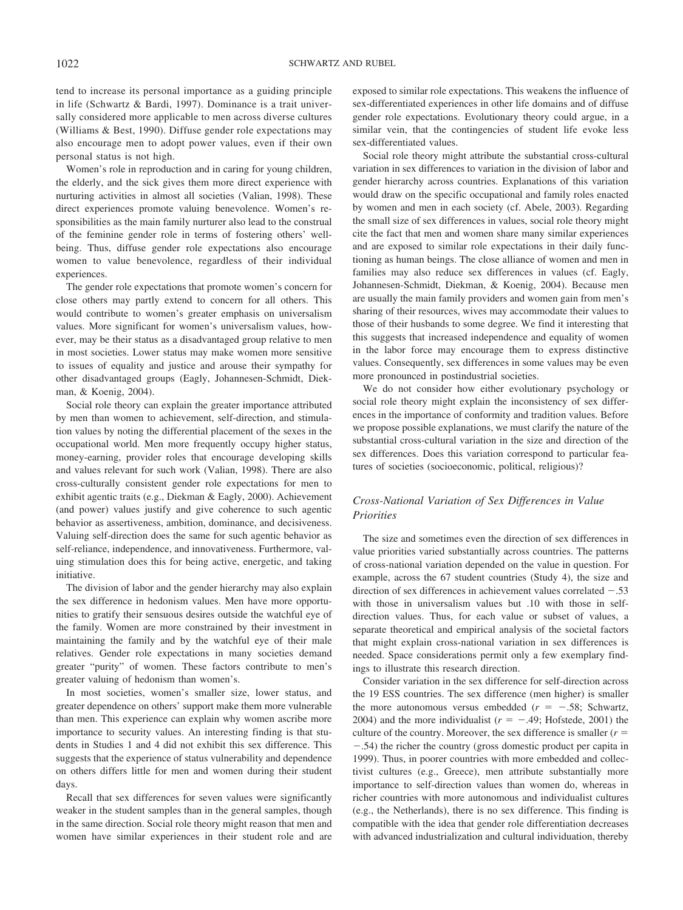tend to increase its personal importance as a guiding principle in life (Schwartz & Bardi, 1997). Dominance is a trait universally considered more applicable to men across diverse cultures (Williams & Best, 1990). Diffuse gender role expectations may also encourage men to adopt power values, even if their own personal status is not high.

Women's role in reproduction and in caring for young children, the elderly, and the sick gives them more direct experience with nurturing activities in almost all societies (Valian, 1998). These direct experiences promote valuing benevolence. Women's responsibilities as the main family nurturer also lead to the construal of the feminine gender role in terms of fostering others' well-being. Thus, diffuse gender role expectations also encourage women to value benevolence, regardless of their individual experiences.

The gender role expectations that promote women's concern for close others may partly extend to concern for all others. This would contribute to women's greater emphasis on universalism values. More significant for women's universalism values, however, may be their status as a disadvantaged group relative to men in most societies. Lower status may make women more sensitive to issues of equality and justice and arouse their sympathy for other disadvantaged groups (Eagly, Johannesen-Schmidt, Diekman, & Koenig, 2004).

Social role theory can explain the greater importance attributed by men than women to achievement, self-direction, and stimulation values by noting the differential placement of the sexes in the occupational world. Men more frequently occupy higher status, money-earning, provider roles that encourage developing skills and values relevant for such work (Valian, 1998). There are also cross-culturally consistent gender role expectations for men to exhibit agentic traits (e.g., Diekman & Eagly, 2000). Achievement (and power) values justify and give coherence to such agentic behavior as assertiveness, ambition, dominance, and decisiveness. Valuing self-direction does the same for such agentic behavior as self-reliance, independence, and innovativeness. Furthermore, valuing stimulation does this for being active, energetic, and taking initiative.

The division of labor and the gender hierarchy may also explain the sex difference in hedonism values. Men have more opportunities to gratify their sensuous desires outside the watchful eye of the family. Women are more constrained by their investment in maintaining the family and by the watchful eye of their male relatives. Gender role expectations in many societies demand greater "purity" of women. These factors contribute to men's greater valuing of hedonism than women's.

In most societies, women's smaller size, lower status, and greater dependence on others' support make them more vulnerable than men. This experience can explain why women ascribe more importance to security values. An interesting finding is that students in Studies 1 and 4 did not exhibit this sex difference. This suggests that the experience of status vulnerability and dependence on others differs little for men and women during their student days.

Recall that sex differences for seven values were significantly weaker in the student samples than in the general samples, though in the same direction. Social role theory might reason that men and women have similar experiences in their student role and are exposed to similar role expectations. This weakens the influence of sex-differentiated experiences in other life domains and of diffuse gender role expectations. Evolutionary theory could argue, in a similar vein, that the contingencies of student life evoke less sex-differentiated values.

Social role theory might attribute the substantial cross-cultural variation in sex differences to variation in the division of labor and gender hierarchy across countries. Explanations of this variation would draw on the specific occupational and family roles enacted by women and men in each society (cf. Abele, 2003). Regarding the small size of sex differences in values, social role theory might cite the fact that men and women share many similar experiences and are exposed to similar role expectations in their daily functioning as human beings. The close alliance of women and men in families may also reduce sex differences in values (cf. Eagly, Johannesen-Schmidt, Diekman, & Koenig, 2004). Because men are usually the main family providers and women gain from men's sharing of their resources, wives may accommodate their values to those of their husbands to some degree. We find it interesting that this suggests that increased independence and equality of women in the labor force may encourage them to express distinctive values. Consequently, sex differences in some values may be even more pronounced in postindustrial societies.

We do not consider how either evolutionary psychology or social role theory might explain the inconsistency of sex differences in the importance of conformity and tradition values. Before we propose possible explanations, we must clarify the nature of the substantial cross-cultural variation in the size and direction of the sex differences. Does this variation correspond to particular features of societies (socioeconomic, political, religious)?

### *Cross-National Variation of Sex Differences in Value Priorities*

The size and sometimes even the direction of sex differences in value priorities varied substantially across countries. The patterns of cross-national variation depended on the value in question. For example, across the 67 student countries (Study 4), the size and direction of sex differences in achievement values correlated −.53 with those in universalism values but .10 with those in self-direction values. Thus, for each value or subset of values, a separate theoretical and empirical analysis of the societal factors that might explain cross-national variation in sex differences is needed. Space considerations permit only a few exemplary findings to illustrate this research direction.

Consider variation in the sex difference for self-direction across the 19 ESS countries. The sex difference (men higher) is smaller the more autonomous versus embedded ($r = -.58$; Schwartz, 2004) and the more individualist ($r = -.49$; Hofstede, 2001) the culture of the country. Moreover, the sex difference is smaller ($r = -.54$) the richer the country (gross domestic product per capita in 1999). Thus, in poorer countries with more embedded and collectivist cultures (e.g., Greece), men attribute substantially more importance to self-direction values than women do, whereas in richer countries with more autonomous and individualist cultures (e.g., the Netherlands), there is no sex difference. This finding is compatible with the idea that gender role differentiation decreases with advanced industrialization and cultural individuation, thereby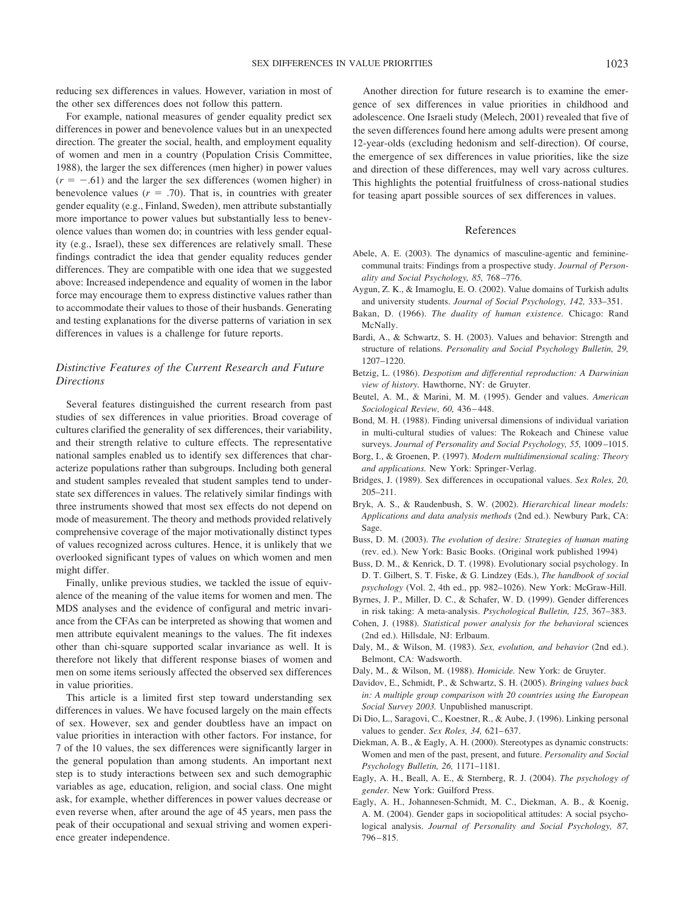reducing sex differences in values. However, variation in most of the other sex differences does not follow this pattern.

For example, national measures of gender equality predict sex differences in power and benevolence values but in an unexpected direction. The greater the social, health, and employment equality of women and men in a country (Population Crisis Committee, 1988), the larger the sex differences (men higher) in power values ($r = -.61$) and the larger the sex differences (women higher) in benevolence values ($r = .70$). That is, in countries with greater gender equality (e.g., Finland, Sweden), men attribute substantially more importance to power values but substantially less to benevolence values than women do; in countries with less gender equality (e.g., Israel), these sex differences are relatively small. These findings contradict the idea that gender equality reduces gender differences. They are compatible with one idea that we suggested above: Increased independence and equality of women in the labor force may encourage them to express distinctive values rather than to accommodate their values to those of their husbands. Generating and testing explanations for the diverse patterns of variation in sex differences in values is a challenge for future reports.

### *Distinctive Features of the Current Research and Future Directions*

Several features distinguished the current research from past studies of sex differences in value priorities. Broad coverage of cultures clarified the generality of sex differences, their variability, and their strength relative to culture effects. The representative national samples enabled us to identify sex differences that characterize populations rather than subgroups. Including both general and student samples revealed that student samples tend to understate sex differences in values. The relatively similar findings with three instruments showed that most sex effects do not depend on mode of measurement. The theory and methods provided relatively comprehensive coverage of the major motivationally distinct types of values recognized across cultures. Hence, it is unlikely that we overlooked significant types of values on which women and men might differ.

Finally, unlike previous studies, we tackled the issue of equivalence of the meaning of the value items for women and men. The MDS analyses and the evidence of configural and metric invariance from the CFAs can be interpreted as showing that women and men attribute equivalent meanings to the values. The fit indexes other than chi-square supported scalar invariance as well. It is therefore not likely that different response biases of women and men on some items seriously affected the observed sex differences in value priorities.

This article is a limited first step toward understanding sex differences in values. We have focused largely on the main effects of sex. However, sex and gender doubtless have an impact on value priorities in interaction with other factors. For instance, for 7 of the 10 values, the sex differences were significantly larger in the general population than among students. An important next step is to study interactions between sex and such demographic variables as age, education, religion, and social class. One might ask, for example, whether differences in power values decrease or even reverse when, after around the age of 45 years, men pass the peak of their occupational and sexual striving and women experience greater independence.

Another direction for future research is to examine the emergence of sex differences in value priorities in childhood and adolescence. One Israeli study (Melech, 2001) revealed that five of the seven differences found here among adults were present among 12-year-olds (excluding hedonism and self-direction). Of course, the emergence of sex differences in value priorities, like the size and direction of these differences, may well vary across cultures. This highlights the potential fruitfulness of cross-national studies for teasing apart possible sources of sex differences in values.

## References

Abele, A. E. (2003). The dynamics of masculine-agentic and feminine-communal traits: Findings from a prospective study. *Journal of Personality and Social Psychology, 85,* 768–776.

Aygun, Z. K., & Imamoglu, E. O. (2002). Value domains of Turkish adults and university students. *Journal of Social Psychology, 142,* 333–351.

Bakan, D. (1966). *The duality of human existence.* Chicago: Rand McNally.

Bardi, A., & Schwartz, S. H. (2003). Values and behavior: Strength and structure of relations. *Personality and Social Psychology Bulletin, 29,* 1207–1220.

Betzig, L. (1986). *Despotism and differential reproduction: A Darwinian view of history.* Hawthorne, NY: de Gruyter.

Beutel, A. M., & Marini, M. M. (1995). Gender and values. *American Sociological Review, 60,* 436–448.

Bond, M. H. (1988). Finding universal dimensions of individual variation in multi-cultural studies of values: The Rokeach and Chinese value surveys. *Journal of Personality and Social Psychology, 55,* 1009–1015.

Borg, I., & Groenen, P. (1997). *Modern multidimensional scaling: Theory and applications.* New York: Springer-Verlag.

Bridges, J. (1989). Sex differences in occupational values. *Sex Roles, 20,* 205–211.

Bryk, A. S., & Raudenbush, S. W. (2002). *Hierarchical linear models: Applications and data analysis methods* (2nd ed.). Newbury Park, CA: Sage.

Buss, D. M. (2003). *The evolution of desire: Strategies of human mating* (rev. ed.). New York: Basic Books. (Original work published 1994)

Buss, D. M., & Kenrick, D. T. (1998). Evolutionary social psychology. In D. T. Gilbert, S. T. Fiske, & G. Lindzey (Eds.), *The handbook of social psychology* (Vol. 2, 4th ed., pp. 982–1026). New York: McGraw-Hill.

Byrnes, J. P., Miller, D. C., & Schafer, W. D. (1999). Gender differences in risk taking: A meta-analysis. *Psychological Bulletin, 125,* 367–383.

Cohen, J. (1988). *Statistical power analysis for the behavioral* sciences (2nd ed.). Hillsdale, NJ: Erlbaum.

Daly, M., & Wilson, M. (1983). *Sex, evolution, and behavior* (2nd ed.). Belmont, CA: Wadsworth.

Daly, M., & Wilson, M. (1988). *Homicide.* New York: de Gruyter.

Davidov, E., Schmidt, P., & Schwartz, S. H. (2005). *Bringing values back in: A multiple group comparison with 20 countries using the European Social Survey 2003.* Unpublished manuscript.

Di Dio, L., Saragovi, C., Koestner, R., & Aube, J. (1996). Linking personal values to gender. *Sex Roles, 34,* 621–637.

Diekman, A. B., & Eagly, A. H. (2000). Stereotypes as dynamic constructs: Women and men of the past, present, and future. *Personality and Social Psychology Bulletin, 26,* 1171–1181.

Eagly, A. H., Beall, A. E., & Sternberg, R. J. (2004). *The psychology of gender.* New York: Guilford Press.

Eagly, A. H., Johannesen-Schmidt, M. C., Diekman, A. B., & Koenig, A. M. (2004). Gender gaps in sociopolitical attitudes: A social psychological analysis. *Journal of Personality and Social Psychology, 87,* 796–815.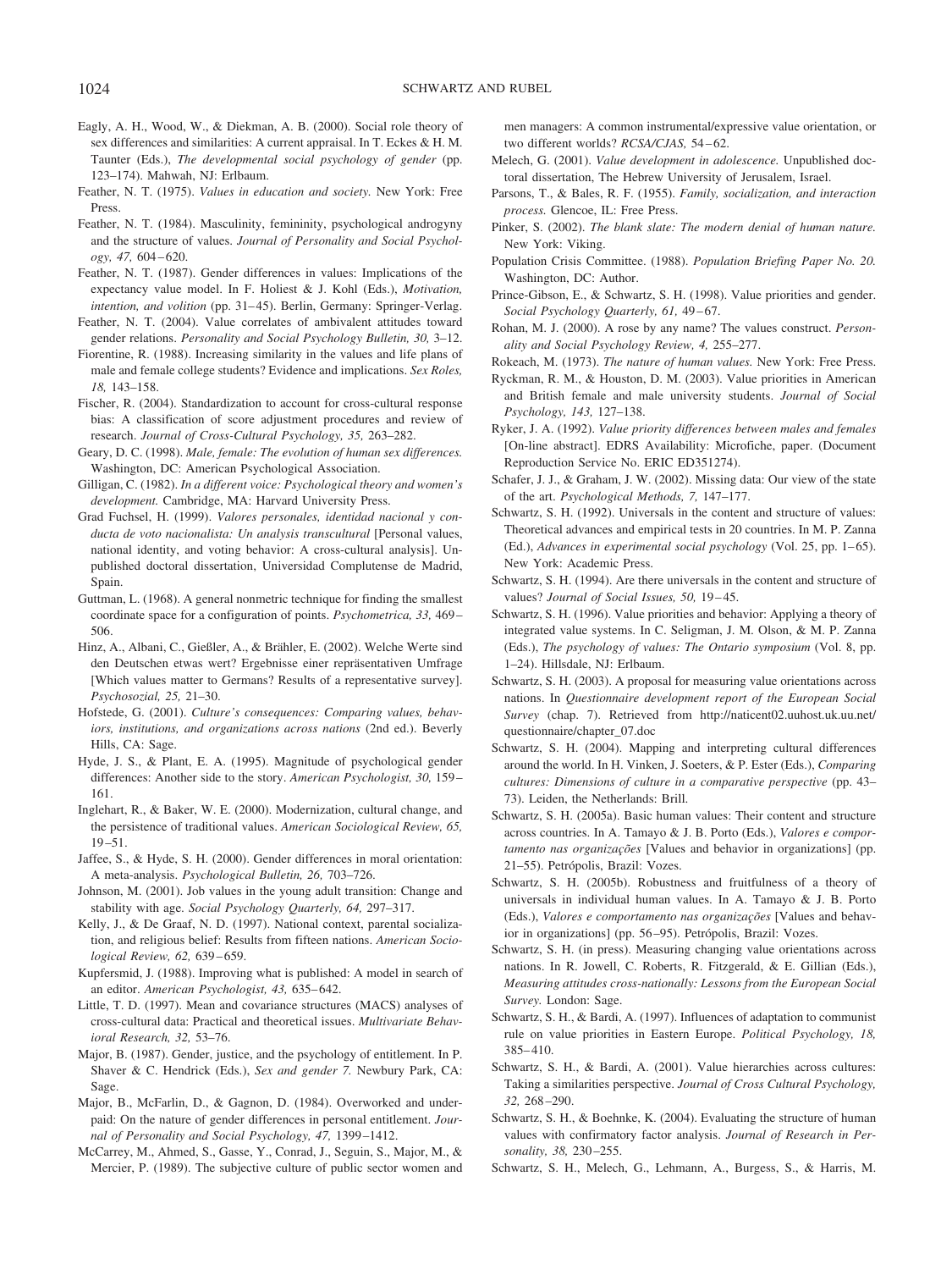Eagly, A. H., Wood, W., & Diekman, A. B. (2000). Social role theory of sex differences and similarities: A current appraisal. In T. Eckes & H. M. Taunter (Eds.), *The developmental social psychology of gender* (pp. 123–174). Mahwah, NJ: Erlbaum.

Feather, N. T. (1975). *Values in education and society.* New York: Free Press.

Feather, N. T. (1984). Masculinity, femininity, psychological androgyny and the structure of values. *Journal of Personality and Social Psychology, 47,* 604–620.

Feather, N. T. (1987). Gender differences in values: Implications of the expectancy value model. In F. Holiest & J. Kohl (Eds.), *Motivation, intention, and volition* (pp. 31–45). Berlin, Germany: Springer-Verlag.

Feather, N. T. (2004). Value correlates of ambivalent attitudes toward gender relations. *Personality and Social Psychology Bulletin, 30,* 3–12.

Fiorentine, R. (1988). Increasing similarity in the values and life plans of male and female college students? Evidence and implications. *Sex Roles, 18,* 143–158.

Fischer, R. (2004). Standardization to account for cross-cultural response bias: A classification of score adjustment procedures and review of research. *Journal of Cross-Cultural Psychology, 35,* 263–282.

Geary, D. C. (1998). *Male, female: The evolution of human sex differences.* Washington, DC: American Psychological Association.

Gilligan, C. (1982). *In a different voice: Psychological theory and women's development.* Cambridge, MA: Harvard University Press.

Grad Fuchsel, H. (1999). *Valores personales, identidad nacional y conducta de voto nacionalista: Un analysis transcultural* [Personal values, national identity, and voting behavior: A cross-cultural analysis]. Unpublished doctoral dissertation, Universidad Complutense de Madrid, Spain.

Guttman, L. (1968). A general nonmetric technique for finding the smallest coordinate space for a configuration of points. *Psychometrica, 33,* 469–506.

Hinz, A., Albani, C., Gießler, A., & Brähler, E. (2002). Welche Werte sind den Deutschen etwas wert? Ergebnisse einer repräsentativen Umfrage [Which values matter to Germans? Results of a representative survey]. *Psychosozial, 25,* 21–30.

Hofstede, G. (2001). *Culture's consequences: Comparing values, behaviors, institutions, and organizations across nations* (2nd ed.). Beverly Hills, CA: Sage.

Hyde, J. S., & Plant, E. A. (1995). Magnitude of psychological gender differences: Another side to the story. *American Psychologist, 30,* 159–161.

Inglehart, R., & Baker, W. E. (2000). Modernization, cultural change, and the persistence of traditional values. *American Sociological Review, 65,* 19–51.

Jaffee, S., & Hyde, S. H. (2000). Gender differences in moral orientation: A meta-analysis. *Psychological Bulletin, 26,* 703–726.

Johnson, M. (2001). Job values in the young adult transition: Change and stability with age. *Social Psychology Quarterly, 64,* 297–317.

Kelly, J., & De Graaf, N. D. (1997). National context, parental socialization, and religious belief: Results from fifteen nations. *American Sociological Review, 62,* 639–659.

Kupfersmid, J. (1988). Improving what is published: A model in search of an editor. *American Psychologist, 43,* 635–642.

Little, T. D. (1997). Mean and covariance structures (MACS) analyses of cross-cultural data: Practical and theoretical issues. *Multivariate Behavioral Research, 32,* 53–76.

Major, B. (1987). Gender, justice, and the psychology of entitlement. In P. Shaver & C. Hendrick (Eds.), *Sex and gender 7.* Newbury Park, CA: Sage.

Major, B., McFarlin, D., & Gagnon, D. (1984). Overworked and underpaid: On the nature of gender differences in personal entitlement. *Journal of Personality and Social Psychology, 47,* 1399–1412.

McCarrey, M., Ahmed, S., Gasse, Y., Conrad, J., Seguin, S., Major, M., & Mercier, P. (1989). The subjective culture of public sector women and men managers: A common instrumental/expressive value orientation, or two different worlds? *RCSA/CJAS,* 54–62.

Melech, G. (2001). *Value development in adolescence.* Unpublished doctoral dissertation, The Hebrew University of Jerusalem, Israel.

Parsons, T., & Bales, R. F. (1955). *Family, socialization, and interaction process.* Glencoe, IL: Free Press.

Pinker, S. (2002). *The blank slate: The modern denial of human nature.* New York: Viking.

Population Crisis Committee. (1988). *Population Briefing Paper No. 20.* Washington, DC: Author.

Prince-Gibson, E., & Schwartz, S. H. (1998). Value priorities and gender. *Social Psychology Quarterly, 61,* 49–67.

Rohan, M. J. (2000). A rose by any name? The values construct. *Personality and Social Psychology Review, 4,* 255–277.

Rokeach, M. (1973). *The nature of human values.* New York: Free Press.

Ryckman, R. M., & Houston, D. M. (2003). Value priorities in American and British female and male university students. *Journal of Social Psychology, 143,* 127–138.

Ryker, J. A. (1992). *Value priority differences between males and females* [On-line abstract]. EDRS Availability: Microfiche, paper. (Document Reproduction Service No. ERIC ED351274).

Schafer, J. J., & Graham, J. W. (2002). Missing data: Our view of the state of the art. *Psychological Methods, 7,* 147–177.

Schwartz, S. H. (1992). Universals in the content and structure of values: Theoretical advances and empirical tests in 20 countries. In M. P. Zanna (Ed.), *Advances in experimental social psychology* (Vol. 25, pp. 1–65). New York: Academic Press.

Schwartz, S. H. (1994). Are there universals in the content and structure of values? *Journal of Social Issues, 50,* 19–45.

Schwartz, S. H. (1996). Value priorities and behavior: Applying a theory of integrated value systems. In C. Seligman, J. M. Olson, & M. P. Zanna (Eds.), *The psychology of values: The Ontario symposium* (Vol. 8, pp. 1–24). Hillsdale, NJ: Erlbaum.

Schwartz, S. H. (2003). A proposal for measuring value orientations across nations. In *Questionnaire development report of the European Social Survey* (chap. 7). Retrieved from http://naticent02.uuhost.uk.uu.net/questionnaire/chapter_07.doc

Schwartz, S. H. (2004). Mapping and interpreting cultural differences around the world. In H. Vinken, J. Soeters, & P. Ester (Eds.), *Comparing cultures: Dimensions of culture in a comparative perspective* (pp. 43–73). Leiden, the Netherlands: Brill.

Schwartz, S. H. (2005a). Basic human values: Their content and structure across countries. In A. Tamayo & J. B. Porto (Eds.), *Valores e comportamento nas organizações* [Values and behavior in organizations] (pp. 21–55). Petrópolis, Brazil: Vozes.

Schwartz, S. H. (2005b). Robustness and fruitfulness of a theory of universals in individual human values. In A. Tamayo & J. B. Porto (Eds.), *Valores e comportamento nas organizações* [Values and behavior in organizations] (pp. 56–95). Petrópolis, Brazil: Vozes.

Schwartz, S. H. (in press). Measuring changing value orientations across nations. In R. Jowell, C. Roberts, R. Fitzgerald, & E. Gillian (Eds.), *Measuring attitudes cross-nationally: Lessons from the European Social Survey.* London: Sage.

Schwartz, S. H., & Bardi, A. (1997). Influences of adaptation to communist rule on value priorities in Eastern Europe. *Political Psychology, 18,* 385–410.

Schwartz, S. H., & Bardi, A. (2001). Value hierarchies across cultures: Taking a similarities perspective. *Journal of Cross Cultural Psychology, 32,* 268–290.

Schwartz, S. H., & Boehnke, K. (2004). Evaluating the structure of human values with confirmatory factor analysis. *Journal of Research in Personality, 38,* 230–255.

Schwartz, S. H., Melech, G., Lehmann, A., Burgess, S., & Harris, M.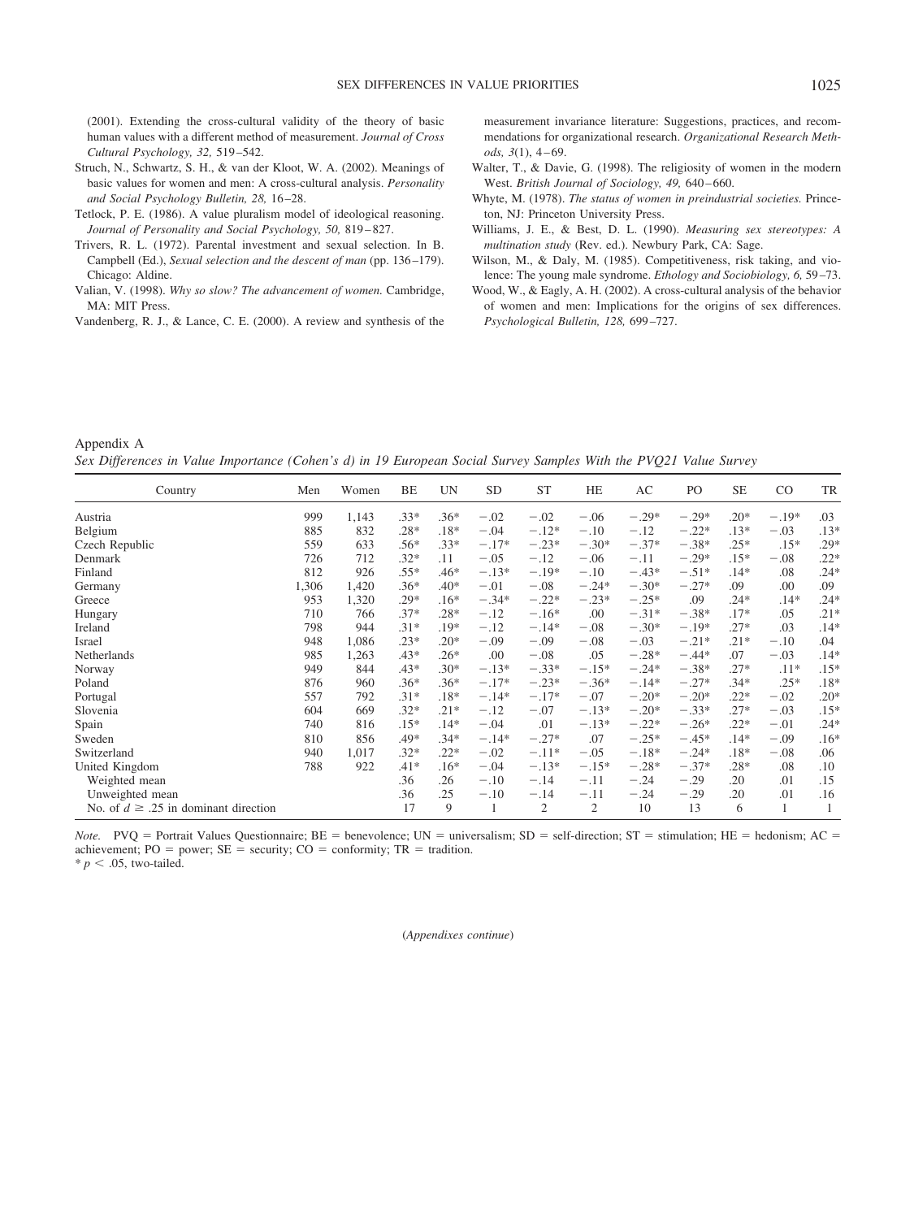(2001). Extending the cross-cultural validity of the theory of basic human values with a different method of measurement. *Journal of Cross Cultural Psychology, 32,* 519–542.

Struch, N., Schwartz, S. H., & van der Kloot, W. A. (2002). Meanings of basic values for women and men: A cross-cultural analysis. *Personality and Social Psychology Bulletin, 28,* 16–28.

Tetlock, P. E. (1986). A value pluralism model of ideological reasoning. *Journal of Personality and Social Psychology, 50,* 819–827.

Trivers, R. L. (1972). Parental investment and sexual selection. In B. Campbell (Ed.), *Sexual selection and the descent of man* (pp. 136–179). Chicago: Aldine.

Valian, V. (1998). *Why so slow? The advancement of women.* Cambridge, MA: MIT Press.

Vandenberg, R. J., & Lance, C. E. (2000). A review and synthesis of the measurement invariance literature: Suggestions, practices, and recommendations for organizational research. *Organizational Research Methods, 3*(1), 4–69.

Walter, T., & Davie, G. (1998). The religiosity of women in the modern West. *British Journal of Sociology, 49,* 640–660.

Whyte, M. (1978). *The status of women in preindustrial societies.* Princeton, NJ: Princeton University Press.

Williams, J. E., & Best, D. L. (1990). *Measuring sex stereotypes: A multination study* (Rev. ed.). Newbury Park, CA: Sage.

Wilson, M., & Daly, M. (1985). Competitiveness, risk taking, and violence: The young male syndrome. *Ethology and Sociobiology, 6,* 59–73.

Wood, W., & Eagly, A. H. (2002). A cross-cultural analysis of the behavior of women and men: Implications for the origins of sex differences. *Psychological Bulletin, 128,* 699–727.

## Appendix A

*Sex Differences in Value Importance (Cohen's d) in 19 European Social Survey Samples With the PVQ21 Value Survey*

| Country | Men | Women | BE | UN | SD | ST | HE | AC | PO | SE | CO | TR |
|---|---|---|---|---|---|---|---|---|---|---|---|---|
| Austria | 999 | 1,143 | .33* | .36* | −.02 | −.02 | −.06 | −.29* | −.29* | .20* | −.19* | .03 |
| Belgium | 885 | 832 | .28* | .18* | −.04 | −.12* | −.10 | −.12 | −.22* | .13* | −.03 | .13* |
| Czech Republic | 559 | 633 | .56* | .33* | −.17* | −.23* | −.30* | −.37* | −.38* | .25* | .15* | .29* |
| Denmark | 726 | 712 | .32* | .11 | −.05 | −.12 | −.06 | −.11 | −.29* | .15* | −.08 | .22* |
| Finland | 812 | 926 | .55* | .46* | −.13* | −.19* | −.10 | −.43* | −.51* | .14* | .08 | .24* |
| Germany | 1,306 | 1,420 | .36* | .40* | −.01 | −.08 | −.24* | −.30* | −.27* | .09 | .00 | .09 |
| Greece | 953 | 1,320 | .29* | .16* | −.34* | −.22* | −.23* | −.25* | .09 | .24* | .14* | .24* |
| Hungary | 710 | 766 | .37* | .28* | −.12 | −.16* | .00 | −.31* | −.38* | .17* | .05 | .21* |
| Ireland | 798 | 944 | .31* | .19* | −.12 | −.14* | −.08 | −.30* | −.19* | .27* | .03 | .14* |
| Israel | 948 | 1,086 | .23* | .20* | −.09 | −.09 | −.08 | −.03 | −.21* | .21* | −.10 | .04 |
| Netherlands | 985 | 1,263 | .43* | .26* | .00 | −.08 | .05 | −.28* | −.44* | .07 | −.03 | .14* |
| Norway | 949 | 844 | .43* | .30* | −.13* | −.33* | −.15* | −.24* | −.38* | .27* | .11* | .15* |
| Poland | 876 | 960 | .36* | .36* | −.17* | −.23* | −.36* | −.14* | −.27* | .34* | .25* | .18* |
| Portugal | 557 | 792 | .31* | .18* | −.14* | −.17* | −.07 | −.20* | −.20* | .22* | −.02 | .20* |
| Slovenia | 604 | 669 | .32* | .21* | −.12 | −.07 | −.13* | −.20* | −.33* | .27* | −.03 | .15* |
| Spain | 740 | 816 | .15* | .14* | −.04 | .01 | −.13* | −.22* | −.26* | .22* | −.01 | .24* |
| Sweden | 810 | 856 | .49* | .34* | −.14* | −.27* | .07 | −.25* | −.45* | .14* | −.09 | .16* |
| Switzerland | 940 | 1,017 | .32* | .22* | −.02 | −.11* | −.05 | −.18* | −.24* | .18* | −.08 | .06 |
| United Kingdom | 788 | 922 | .41* | .16* | −.04 | −.13* | −.15* | −.28* | −.37* | .28* | .08 | .10 |
| Weighted mean | | | .36 | .26 | −.10 | −.14 | −.11 | −.24 | −.29 | .20 | .01 | .15 |
| Unweighted mean | | | .36 | .25 | −.10 | −.14 | −.11 | −.24 | −.29 | .20 | .01 | .16 |
| No. of $d \geq .25$ in dominant direction | | | 17 | 9 | 1 | 2 | 2 | 10 | 13 | 6 | 1 | 1 |

*Note.* PVQ = Portrait Values Questionnaire; BE = benevolence; UN = universalism; SD = self-direction; ST = stimulation; HE = hedonism; AC = achievement; PO = power; SE = security; CO = conformity; TR = tradition.
\* $p < .05$, two-tailed.

(*Appendixes continue*)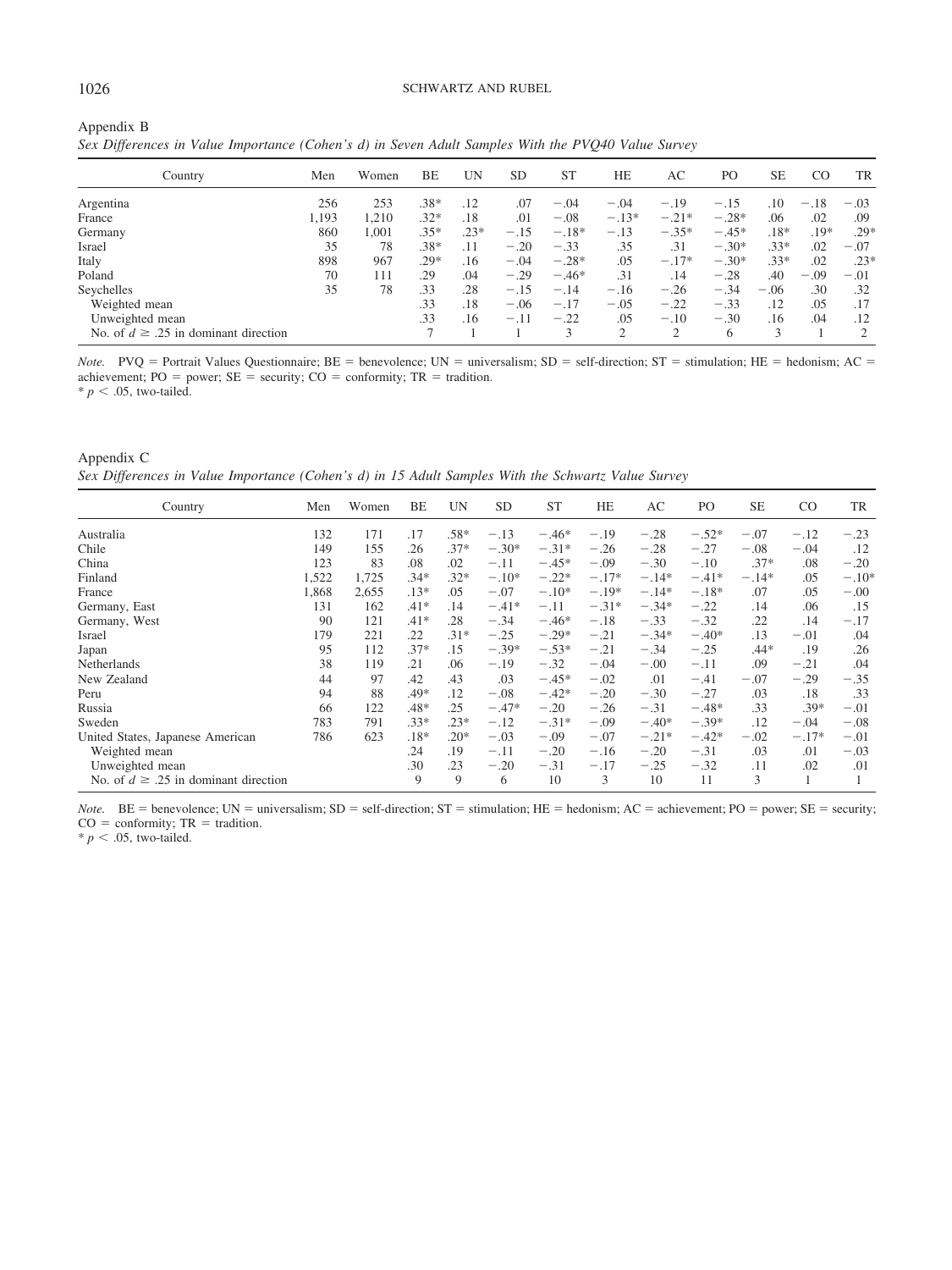Appendix B

*Sex Differences in Value Importance (Cohen's d) in Seven Adult Samples With the PVQ40 Value Survey*

| Country | Men | Women | BE | UN | SD | ST | HE | AC | PO | SE | CO | TR |
|---|---|---|---|---|---|---|---|---|---|---|---|---|
| Argentina | 256 | 253 | .38* | .12 | .07 | −.04 | −.04 | −.19 | −.15 | .10 | −.18 | −.03 |
| France | 1,193 | 1,210 | .32* | .18 | .01 | −.08 | −.13* | −.21* | −.28* | .06 | .02 | .09 |
| Germany | 860 | 1,001 | .35* | .23* | −.15 | −.18* | −.13 | −.35* | −.45* | .18* | .19* | .29* |
| Israel | 35 | 78 | .38* | .11 | −.20 | −.33 | .35 | .31 | −.30* | .33* | .02 | −.07 |
| Italy | 898 | 967 | .29* | .16 | −.04 | −.28* | .05 | −.17* | −.30* | .33* | .02 | .23* |
| Poland | 70 | 111 | .29 | .04 | −.29 | −.46* | .31 | .14 | −.28 | .40 | −.09 | −.01 |
| Seychelles | 35 | 78 | .33 | .28 | −.15 | −.14 | −.16 | −.26 | −.34 | −.06 | .30 | .32 |
| Weighted mean | | | .33 | .18 | −.06 | −.17 | −.05 | −.22 | −.33 | .12 | .05 | .17 |
| Unweighted mean | | | .33 | .16 | −.11 | −.22 | .05 | −.10 | −.30 | .16 | .04 | .12 |
| No. of $d \geq .25$ in dominant direction | | | 7 | 1 | 1 | 3 | 2 | 2 | 6 | 3 | 1 | 2 |

*Note.* PVQ = Portrait Values Questionnaire; BE = benevolence; UN = universalism; SD = self-direction; ST = stimulation; HE = hedonism; AC = achievement; PO = power; SE = security; CO = conformity; TR = tradition.
* $p < .05$, two-tailed.

Appendix C

*Sex Differences in Value Importance (Cohen's d) in 15 Adult Samples With the Schwartz Value Survey*

| Country | Men | Women | BE | UN | SD | ST | HE | AC | PO | SE | CO | TR |
|---|---|---|---|---|---|---|---|---|---|---|---|---|
| Australia | 132 | 171 | .17 | .58* | −.13 | −.46* | −.19 | −.28 | −.52* | −.07 | −.12 | −.23 |
| Chile | 149 | 155 | .26 | .37* | −.30* | −.31* | −.26 | −.28 | −.27 | −.08 | −.04 | .12 |
| China | 123 | 83 | .08 | .02 | −.11 | −.45* | −.09 | −.30 | −.10 | .37* | .08 | −.20 |
| Finland | 1,522 | 1,725 | .34* | .32* | −.10* | −.22* | −.17* | −.14* | −.41* | −.14* | .05 | −.10* |
| France | 1,868 | 2,655 | .13* | .05 | −.07 | −.10* | −.19* | −.14* | −.18* | .07 | .05 | −.00 |
| Germany, East | 131 | 162 | .41* | .14 | −.41* | −.11 | −.31* | −.34* | −.22 | .14 | .06 | .15 |
| Germany, West | 90 | 121 | .41* | .28 | −.34 | −.46* | −.18 | −.33 | −.32 | .22 | .14 | −.17 |
| Israel | 179 | 221 | .22 | .31* | −.25 | −.29* | −.21 | −.34* | −.40* | .13 | −.01 | .04 |
| Japan | 95 | 112 | .37* | .15 | −.39* | −.53* | −.21 | −.34 | −.25 | .44* | .19 | .26 |
| Netherlands | 38 | 119 | .21 | .06 | −.19 | −.32 | −.04 | −.00 | −.11 | .09 | −.21 | .04 |
| New Zealand | 44 | 97 | .42 | .43 | .03 | −.45* | −.02 | .01 | −.41 | −.07 | −.29 | −.35 |
| Peru | 94 | 88 | .49* | .12 | −.08 | −.42* | −.20 | −.30 | −.27 | .03 | .18 | .33 |
| Russia | 66 | 122 | .48* | .25 | −.47* | −.20 | −.26 | −.31 | −.48* | .33 | .39* | −.01 |
| Sweden | 783 | 791 | .33* | .23* | −.12 | −.31* | −.09 | −.40* | −.39* | .12 | −.04 | −.08 |
| United States, Japanese American | 786 | 623 | .18* | .20* | −.03 | −.09 | −.07 | −.21* | −.42* | −.02 | −.17* | −.01 |
| Weighted mean | | | .24 | .19 | −.11 | −.20 | −.16 | −.20 | −.31 | .03 | .01 | −.03 |
| Unweighted mean | | | .30 | .23 | −.20 | −.31 | −.17 | −.25 | −.32 | .11 | .02 | .01 |
| No. of $d \geq .25$ in dominant direction | | | 9 | 9 | 6 | 10 | 3 | 10 | 11 | 3 | 1 | 1 |

*Note.* BE = benevolence; UN = universalism; SD = self-direction; ST = stimulation; HE = hedonism; AC = achievement; PO = power; SE = security; CO = conformity; TR = tradition.
* $p < .05$, two-tailed.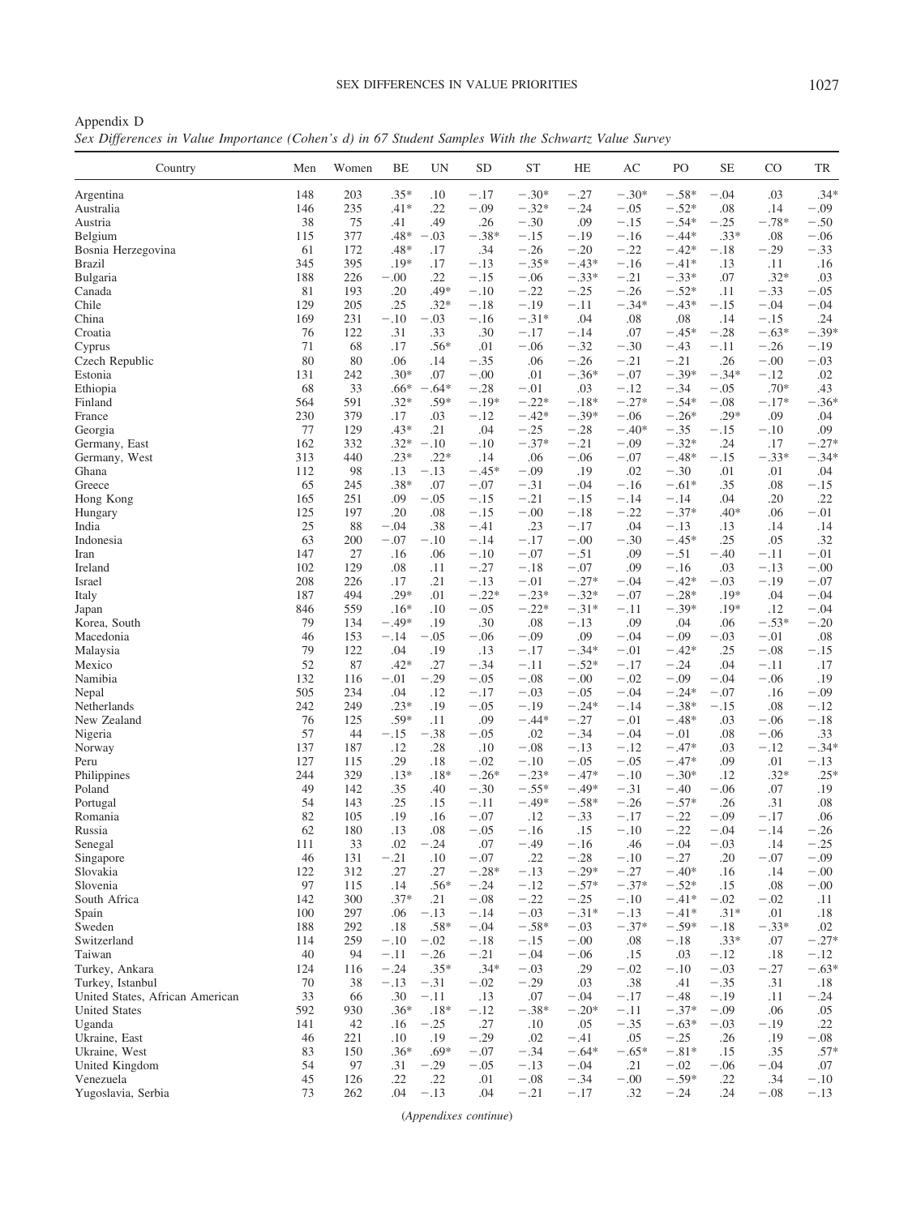Appendix D

*Sex Differences in Value Importance (Cohen's d) in 67 Student Samples With the Schwartz Value Survey*

| Country | Men | Women | BE | UN | SD | ST | HE | AC | PO | SE | CO | TR |
|---|---|---|---|---|---|---|---|---|---|---|---|---|
| Argentina | 148 | 203 | .35* | .10 | −.17 | −.30* | −.27 | −.30* | −.58* | −.04 | .03 | .34* |
| Australia | 146 | 235 | .41* | .22 | −.09 | −.32* | −.24 | −.05 | −.52* | .08 | .14 | −.09 |
| Austria | 38 | 75 | .41 | .49 | .26 | −.30 | .09 | −.15 | −.54* | −.25 | −.78* | −.50 |
| Belgium | 115 | 377 | .48* | −.03 | −.38* | −.15 | −.19 | −.16 | −.44* | .33* | .08 | −.06 |
| Bosnia Herzegovina | 61 | 172 | .48* | .17 | .34 | −.26 | −.20 | −.22 | −.42* | −.18 | −.29 | −.33 |
| Brazil | 345 | 395 | .19* | .17 | −.13 | −.35* | −.43* | −.16 | −.41* | .13 | .11 | .16 |
| Bulgaria | 188 | 226 | −.00 | .22 | −.15 | −.06 | −.33* | −.21 | −.33* | .07 | .32* | .03 |
| Canada | 81 | 193 | .20 | .49* | −.10 | −.22 | −.25 | −.26 | −.52* | .11 | −.33 | −.05 |
| Chile | 129 | 205 | .25 | .32* | −.18 | −.19 | −.11 | −.34* | −.43* | −.15 | −.04 | −.04 |
| China | 169 | 231 | −.10 | −.03 | −.16 | −.31* | .04 | .08 | .08 | .14 | −.15 | .24 |
| Croatia | 76 | 122 | .31 | .33 | .30 | −.17 | −.14 | .07 | −.45* | −.28 | −.63* | −.39* |
| Cyprus | 71 | 68 | .17 | .56* | .01 | −.06 | −.32 | −.30 | −.43 | −.11 | −.26 | −.19 |
| Czech Republic | 80 | 80 | .06 | .14 | −.35 | .06 | −.26 | −.21 | −.21 | .26 | −.00 | −.03 |
| Estonia | 131 | 242 | .30* | .07 | −.00 | .01 | −.36* | −.07 | −.39* | −.34* | −.12 | .02 |
| Ethiopia | 68 | 33 | .66* | −.64* | −.28 | −.01 | .03 | −.12 | −.34 | −.05 | .70* | .43 |
| Finland | 564 | 591 | .32* | .59* | −.19* | −.22* | −.18* | −.27* | −.54* | −.08 | −.17* | −.36* |
| France | 230 | 379 | .17 | .03 | −.12 | −.42* | −.39* | −.06 | −.26* | .29* | .09 | .04 |
| Georgia | 77 | 129 | .43* | .21 | .04 | −.25 | −.28 | −.40* | −.35 | −.15 | −.10 | .09 |
| Germany, East | 162 | 332 | .32* | −.10 | −.10 | −.37* | −.21 | −.09 | −.32* | .24 | .17 | −.27* |
| Germany, West | 313 | 440 | .23* | .22* | .14 | .06 | −.06 | −.07 | −.48* | −.15 | −.33* | −.34* |
| Ghana | 112 | 98 | .13 | −.13 | −.45* | −.09 | .19 | .02 | −.30 | .01 | .01 | .04 |
| Greece | 65 | 245 | .38* | .07 | −.07 | −.31 | −.04 | −.16 | −.61* | .35 | .08 | −.15 |
| Hong Kong | 165 | 251 | .09 | −.05 | −.15 | −.21 | −.15 | −.14 | −.14 | .04 | .20 | .22 |
| Hungary | 125 | 197 | .20 | .08 | −.15 | −.00 | −.18 | −.22 | −.37* | .40* | .06 | −.01 |
| India | 25 | 88 | −.04 | .38 | −.41 | .23 | −.17 | .04 | −.13 | .13 | .14 | .14 |
| Indonesia | 63 | 200 | −.07 | −.10 | −.14 | −.17 | −.00 | −.30 | −.45* | .25 | .05 | .32 |
| Iran | 147 | 27 | .16 | .06 | −.10 | −.07 | −.51 | .09 | −.51 | −.40 | −.11 | −.01 |
| Ireland | 102 | 129 | .08 | .11 | −.27 | −.18 | −.07 | .09 | −.16 | .03 | −.13 | −.00 |
| Israel | 208 | 226 | .17 | .21 | −.13 | −.01 | −.27* | −.04 | −.42* | −.03 | −.19 | −.07 |
| Italy | 187 | 494 | .29* | .01 | −.22* | −.23* | −.32* | −.07 | −.28* | .19* | .04 | −.04 |
| Japan | 846 | 559 | .16* | .10 | −.05 | −.22* | −.31* | −.11 | −.39* | .19* | .12 | −.04 |
| Korea, South | 79 | 134 | −.49* | .19 | .30 | .08 | −.13 | .09 | .04 | .06 | −.53* | −.20 |
| Macedonia | 46 | 153 | −.14 | −.05 | −.06 | −.09 | .09 | −.04 | −.09 | −.03 | −.01 | .08 |
| Malaysia | 79 | 122 | .04 | .19 | .13 | −.17 | −.34* | −.01 | −.42* | .25 | −.08 | −.15 |
| Mexico | 52 | 87 | .42* | .27 | −.34 | −.11 | −.52* | −.17 | −.24 | .04 | −.11 | .17 |
| Namibia | 132 | 116 | −.01 | −.29 | −.05 | −.08 | −.00 | −.02 | −.09 | −.04 | −.06 | .19 |
| Nepal | 505 | 234 | .04 | .12 | −.17 | −.03 | −.05 | −.04 | −.24* | −.07 | .16 | −.09 |
| Netherlands | 242 | 249 | .23* | .19 | −.05 | −.19 | −.24* | −.14 | −.38* | −.15 | .08 | −.12 |
| New Zealand | 76 | 125 | .59* | .11 | .09 | −.44* | −.27 | −.01 | −.48* | .03 | −.06 | −.18 |
| Nigeria | 57 | 44 | −.15 | −.38 | −.05 | .02 | −.34 | −.04 | −.01 | .08 | −.06 | .33 |
| Norway | 137 | 187 | .12 | .28 | .10 | −.08 | −.13 | −.12 | −.47* | .03 | −.12 | −.34* |
| Peru | 127 | 115 | .29 | .18 | −.02 | −.10 | −.05 | −.05 | −.47* | .09 | .01 | −.13 |
| Philippines | 244 | 329 | .13* | .18* | −.26* | −.23* | −.47* | −.10 | −.30* | .12 | .32* | .25* |
| Poland | 49 | 142 | .35 | .40 | −.30 | −.55* | −.49* | −.31 | −.40 | −.06 | .07 | .19 |
| Portugal | 54 | 143 | .25 | .15 | −.11 | −.49* | −.58* | −.26 | −.57* | .26 | .31 | .08 |
| Romania | 82 | 105 | .19 | .16 | −.07 | .12 | −.33 | −.17 | −.22 | −.09 | −.17 | .06 |
| Russia | 62 | 180 | .13 | .08 | −.05 | −.16 | .15 | −.10 | −.22 | −.04 | −.14 | −.26 |
| Senegal | 111 | 33 | .02 | −.24 | .07 | −.49 | −.16 | .46 | −.04 | −.03 | .14 | −.25 |
| Singapore | 46 | 131 | −.21 | .10 | −.07 | .22 | −.28 | −.10 | −.27 | .20 | −.07 | −.09 |
| Slovakia | 122 | 312 | .27 | .27 | −.28* | −.13 | −.29* | −.27 | −.40* | .16 | .14 | −.00 |
| Slovenia | 97 | 115 | .14 | .56* | −.24 | −.12 | −.57* | −.37* | −.52* | .15 | .08 | −.00 |
| South Africa | 142 | 300 | .37* | .21 | −.08 | −.22 | −.25 | −.10 | −.41* | −.02 | −.02 | .11 |
| Spain | 100 | 297 | .06 | −.13 | −.14 | −.03 | −.31* | −.13 | −.41* | .31* | .01 | .18 |
| Sweden | 188 | 292 | .18 | .58* | −.04 | −.58* | −.03 | −.37* | −.59* | −.18 | −.33* | .02 |
| Switzerland | 114 | 259 | −.10 | −.02 | −.18 | −.15 | −.00 | .08 | −.18 | .33* | .07 | −.27* |
| Taiwan | 40 | 94 | −.11 | −.26 | −.21 | −.04 | −.06 | .15 | .03 | −.12 | .18 | −.12 |
| Turkey, Ankara | 124 | 116 | −.24 | .35* | .34* | −.03 | .29 | −.02 | −.10 | −.03 | −.27 | −.63* |
| Turkey, Istanbul | 70 | 38 | −.13 | −.31 | −.02 | −.29 | .03 | .38 | .41 | −.35 | .31 | .18 |
| United States, African American | 33 | 66 | .30 | −.11 | .13 | .07 | −.04 | −.17 | −.48 | −.19 | .11 | −.24 |
| United States | 592 | 930 | .36* | .18* | −.12 | −.38* | −.20* | −.11 | −.37* | −.09 | .06 | .05 |
| Uganda | 141 | 42 | .16 | −.25 | .27 | .10 | .05 | −.35 | −.63* | −.03 | −.19 | .22 |
| Ukraine, East | 46 | 221 | .10 | .19 | −.29 | .02 | −.41 | .05 | −.25 | .26 | .19 | −.08 |
| Ukraine, West | 83 | 150 | .36* | .69* | −.07 | −.34 | −.64* | −.65* | −.81* | .15 | .35 | .57* |
| United Kingdom | 54 | 97 | .31 | −.29 | −.05 | −.13 | −.04 | .21 | −.02 | −.06 | −.04 | .07 |
| Venezuela | 45 | 126 | .22 | .22 | .01 | −.08 | −.34 | −.00 | −.59* | .22 | .34 | −.10 |
| Yugoslavia, Serbia | 73 | 262 | .04 | −.13 | .04 | −.21 | −.17 | .32 | −.24 | .24 | −.08 | −.13 |

(*Appendixes continue*)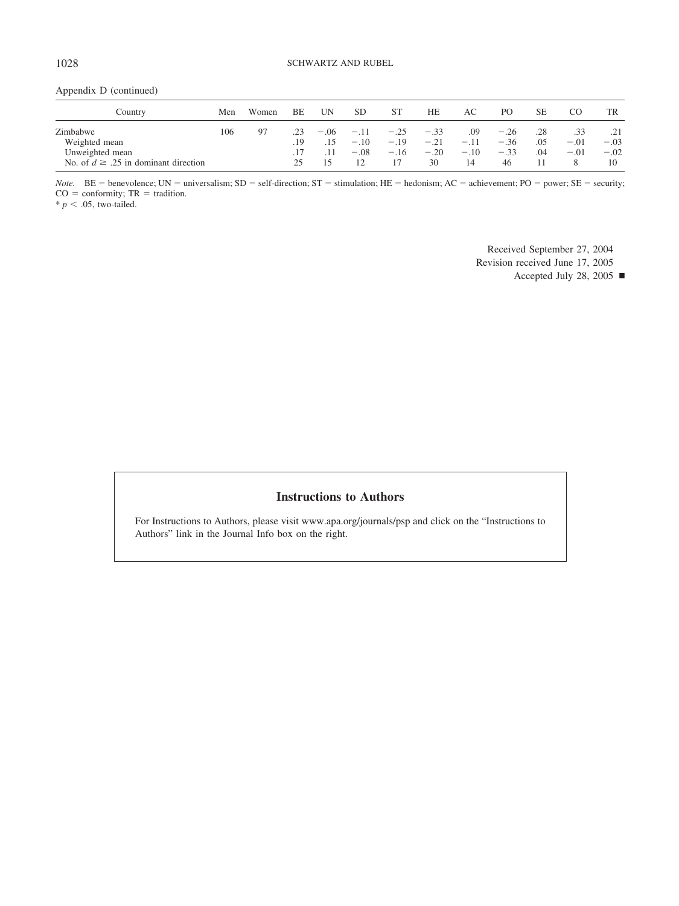Appendix D (continued)

| Country | Men | Women | BE | UN | SD | ST | HE | AC | PO | SE | CO | TR |
|---|---|---|---|---|---|---|---|---|---|---|---|---|
| Zimbabwe | 106 | 97 | .23 | −.06 | −.11 | −.25 | −.33 | .09 | −.26 | .28 | .33 | .21 |
| Weighted mean | | | .19 | .15 | −.10 | −.19 | −.21 | −.11 | −.36 | .05 | −.01 | −.03 |
| Unweighted mean | | | .17 | .11 | −.08 | −.16 | −.20 | −.10 | −.33 | .04 | −.01 | −.02 |
| No. of $d \geq .25$ in dominant direction | | | 25 | 15 | 12 | 17 | 30 | 14 | 46 | 11 | 8 | 10 |

*Note.* BE = benevolence; UN = universalism; SD = self-direction; ST = stimulation; HE = hedonism; AC = achievement; PO = power; SE = security; CO = conformity; TR = tradition.
* $p < .05$, two-tailed.

Received September 27, 2004
Revision received June 17, 2005
Accepted July 28, 2005 ■

## Instructions to Authors

For Instructions to Authors, please visit www.apa.org/journals/psp and click on the "Instructions to Authors" link in the Journal Info box on the right.